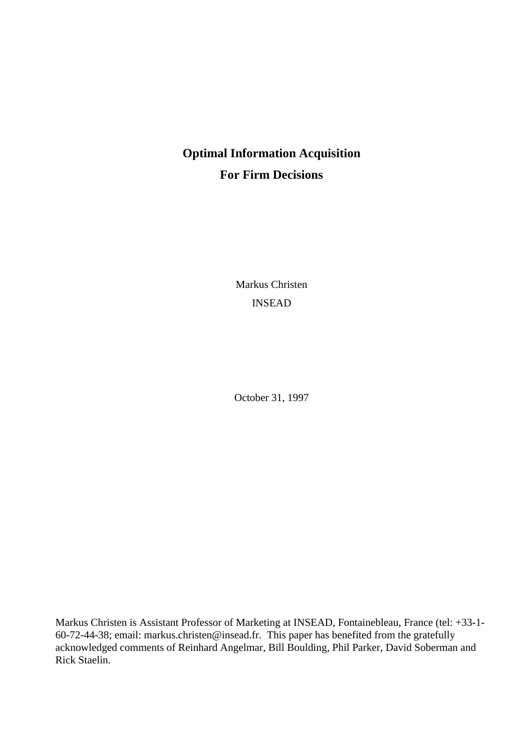# Optimal Information Acquisition
# For Firm Decisions

Markus Christen

INSEAD

October 31, 1997

Markus Christen is Assistant Professor of Marketing at INSEAD, Fontainebleau, France (tel: +33-1-60-72-44-38; email: markus.christen@insead.fr. This paper has benefited from the gratefully acknowledged comments of Reinhard Angelmar, Bill Boulding, Phil Parker, David Soberman and Rick Staelin.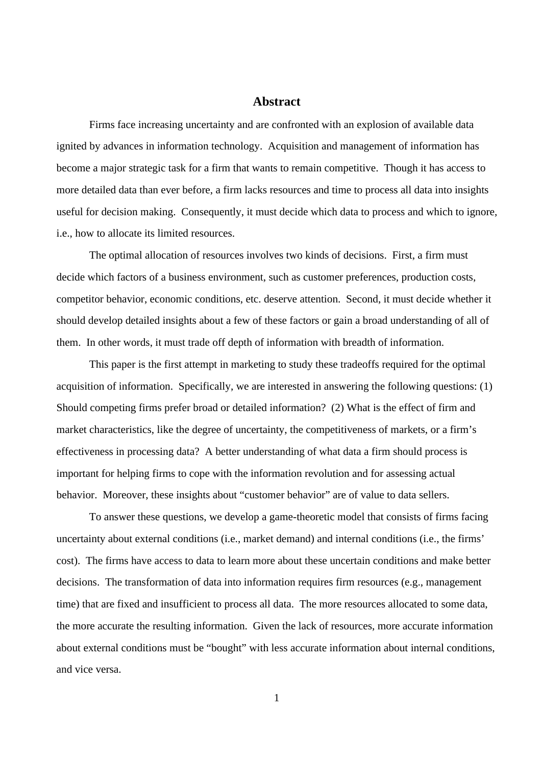## Abstract

Firms face increasing uncertainty and are confronted with an explosion of available data ignited by advances in information technology. Acquisition and management of information has become a major strategic task for a firm that wants to remain competitive. Though it has access to more detailed data than ever before, a firm lacks resources and time to process all data into insights useful for decision making. Consequently, it must decide which data to process and which to ignore, i.e., how to allocate its limited resources.

The optimal allocation of resources involves two kinds of decisions. First, a firm must decide which factors of a business environment, such as customer preferences, production costs, competitor behavior, economic conditions, etc. deserve attention. Second, it must decide whether it should develop detailed insights about a few of these factors or gain a broad understanding of all of them. In other words, it must trade off depth of information with breadth of information.

This paper is the first attempt in marketing to study these tradeoffs required for the optimal acquisition of information. Specifically, we are interested in answering the following questions: (1) Should competing firms prefer broad or detailed information? (2) What is the effect of firm and market characteristics, like the degree of uncertainty, the competitiveness of markets, or a firm's effectiveness in processing data? A better understanding of what data a firm should process is important for helping firms to cope with the information revolution and for assessing actual behavior. Moreover, these insights about "customer behavior" are of value to data sellers.

To answer these questions, we develop a game-theoretic model that consists of firms facing uncertainty about external conditions (i.e., market demand) and internal conditions (i.e., the firms' cost). The firms have access to data to learn more about these uncertain conditions and make better decisions. The transformation of data into information requires firm resources (e.g., management time) that are fixed and insufficient to process all data. The more resources allocated to some data, the more accurate the resulting information. Given the lack of resources, more accurate information about external conditions must be "bought" with less accurate information about internal conditions, and vice versa.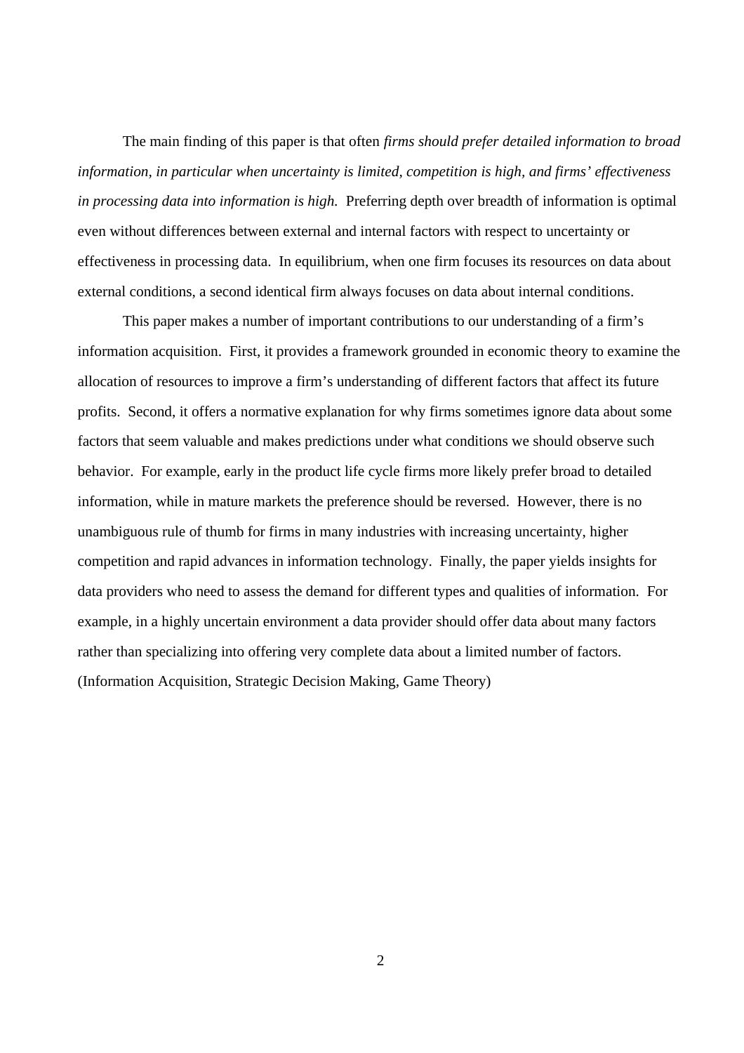The main finding of this paper is that often *firms should prefer detailed information to broad information, in particular when uncertainty is limited, competition is high, and firms' effectiveness in processing data into information is high.* Preferring depth over breadth of information is optimal even without differences between external and internal factors with respect to uncertainty or effectiveness in processing data. In equilibrium, when one firm focuses its resources on data about external conditions, a second identical firm always focuses on data about internal conditions.

This paper makes a number of important contributions to our understanding of a firm's information acquisition. First, it provides a framework grounded in economic theory to examine the allocation of resources to improve a firm's understanding of different factors that affect its future profits. Second, it offers a normative explanation for why firms sometimes ignore data about some factors that seem valuable and makes predictions under what conditions we should observe such behavior. For example, early in the product life cycle firms more likely prefer broad to detailed information, while in mature markets the preference should be reversed. However, there is no unambiguous rule of thumb for firms in many industries with increasing uncertainty, higher competition and rapid advances in information technology. Finally, the paper yields insights for data providers who need to assess the demand for different types and qualities of information. For example, in a highly uncertain environment a data provider should offer data about many factors rather than specializing into offering very complete data about a limited number of factors. (Information Acquisition, Strategic Decision Making, Game Theory)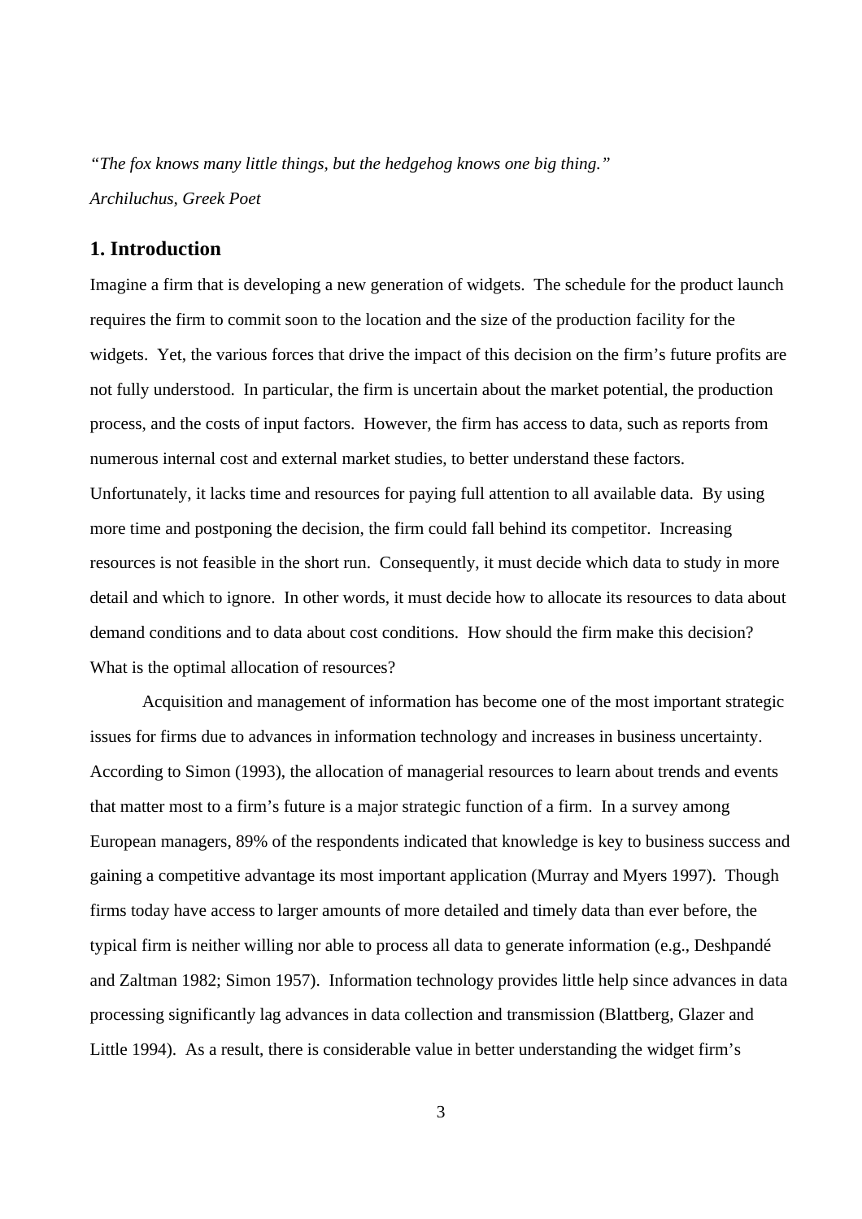*"The fox knows many little things, but the hedgehog knows one big thing."*

*Archiluchus, Greek Poet*

## 1. Introduction

Imagine a firm that is developing a new generation of widgets. The schedule for the product launch requires the firm to commit soon to the location and the size of the production facility for the widgets. Yet, the various forces that drive the impact of this decision on the firm's future profits are not fully understood. In particular, the firm is uncertain about the market potential, the production process, and the costs of input factors. However, the firm has access to data, such as reports from numerous internal cost and external market studies, to better understand these factors. Unfortunately, it lacks time and resources for paying full attention to all available data. By using more time and postponing the decision, the firm could fall behind its competitor. Increasing resources is not feasible in the short run. Consequently, it must decide which data to study in more detail and which to ignore. In other words, it must decide how to allocate its resources to data about demand conditions and to data about cost conditions. How should the firm make this decision? What is the optimal allocation of resources?

Acquisition and management of information has become one of the most important strategic issues for firms due to advances in information technology and increases in business uncertainty. According to Simon (1993), the allocation of managerial resources to learn about trends and events that matter most to a firm's future is a major strategic function of a firm. In a survey among European managers, 89% of the respondents indicated that knowledge is key to business success and gaining a competitive advantage its most important application (Murray and Myers 1997). Though firms today have access to larger amounts of more detailed and timely data than ever before, the typical firm is neither willing nor able to process all data to generate information (e.g., Deshpandé and Zaltman 1982; Simon 1957). Information technology provides little help since advances in data processing significantly lag advances in data collection and transmission (Blattberg, Glazer and Little 1994). As a result, there is considerable value in better understanding the widget firm's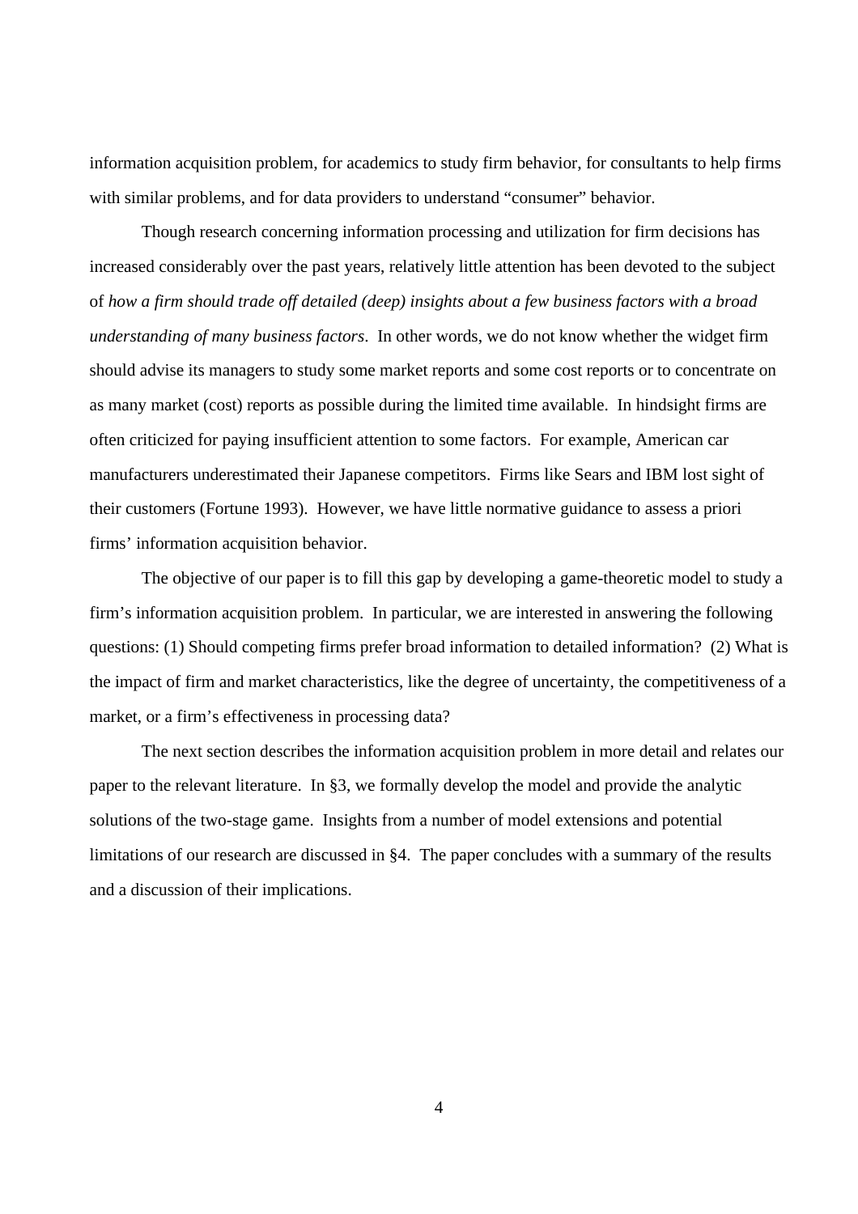information acquisition problem, for academics to study firm behavior, for consultants to help firms with similar problems, and for data providers to understand "consumer" behavior.

Though research concerning information processing and utilization for firm decisions has increased considerably over the past years, relatively little attention has been devoted to the subject of *how a firm should trade off detailed (deep) insights about a few business factors with a broad understanding of many business factors*. In other words, we do not know whether the widget firm should advise its managers to study some market reports and some cost reports or to concentrate on as many market (cost) reports as possible during the limited time available. In hindsight firms are often criticized for paying insufficient attention to some factors. For example, American car manufacturers underestimated their Japanese competitors. Firms like Sears and IBM lost sight of their customers (Fortune 1993). However, we have little normative guidance to assess a priori firms' information acquisition behavior.

The objective of our paper is to fill this gap by developing a game-theoretic model to study a firm's information acquisition problem. In particular, we are interested in answering the following questions: (1) Should competing firms prefer broad information to detailed information? (2) What is the impact of firm and market characteristics, like the degree of uncertainty, the competitiveness of a market, or a firm's effectiveness in processing data?

The next section describes the information acquisition problem in more detail and relates our paper to the relevant literature. In §3, we formally develop the model and provide the analytic solutions of the two-stage game. Insights from a number of model extensions and potential limitations of our research are discussed in §4. The paper concludes with a summary of the results and a discussion of their implications.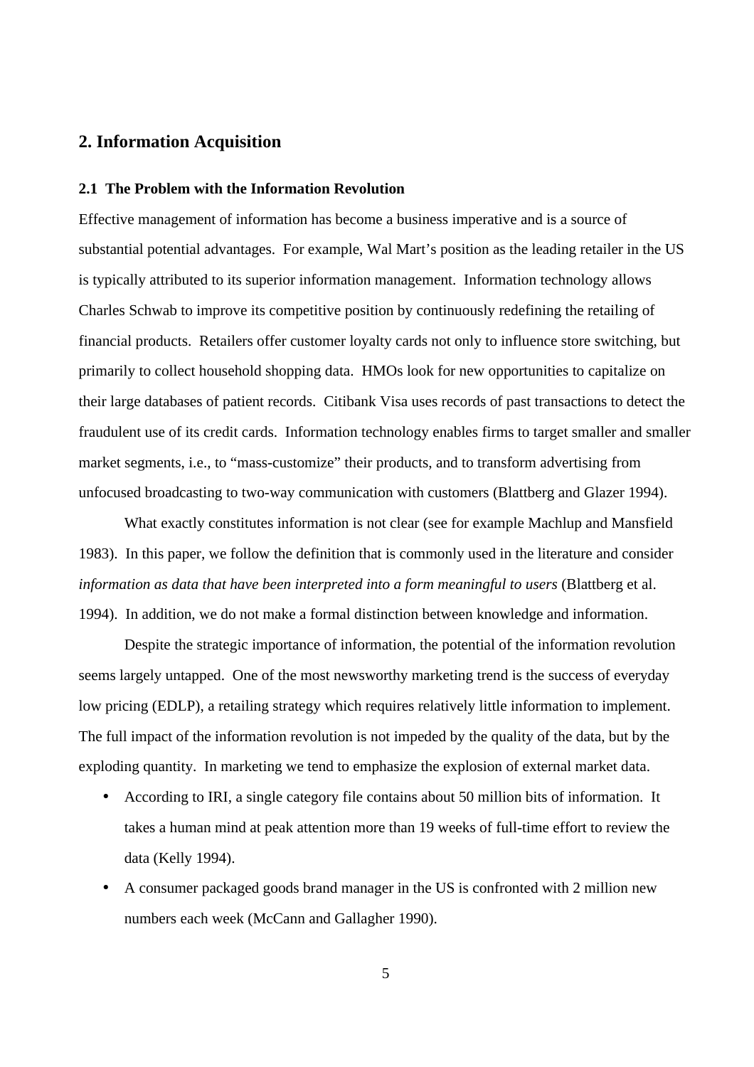## 2. Information Acquisition

### 2.1 The Problem with the Information Revolution

Effective management of information has become a business imperative and is a source of substantial potential advantages. For example, Wal Mart's position as the leading retailer in the US is typically attributed to its superior information management. Information technology allows Charles Schwab to improve its competitive position by continuously redefining the retailing of financial products. Retailers offer customer loyalty cards not only to influence store switching, but primarily to collect household shopping data. HMOs look for new opportunities to capitalize on their large databases of patient records. Citibank Visa uses records of past transactions to detect the fraudulent use of its credit cards. Information technology enables firms to target smaller and smaller market segments, i.e., to "mass-customize" their products, and to transform advertising from unfocused broadcasting to two-way communication with customers (Blattberg and Glazer 1994).

What exactly constitutes information is not clear (see for example Machlup and Mansfield 1983). In this paper, we follow the definition that is commonly used in the literature and consider *information as data that have been interpreted into a form meaningful to users* (Blattberg et al. 1994). In addition, we do not make a formal distinction between knowledge and information.

Despite the strategic importance of information, the potential of the information revolution seems largely untapped. One of the most newsworthy marketing trend is the success of everyday low pricing (EDLP), a retailing strategy which requires relatively little information to implement. The full impact of the information revolution is not impeded by the quality of the data, but by the exploding quantity. In marketing we tend to emphasize the explosion of external market data.

- According to IRI, a single category file contains about 50 million bits of information. It takes a human mind at peak attention more than 19 weeks of full-time effort to review the data (Kelly 1994).
- A consumer packaged goods brand manager in the US is confronted with 2 million new numbers each week (McCann and Gallagher 1990).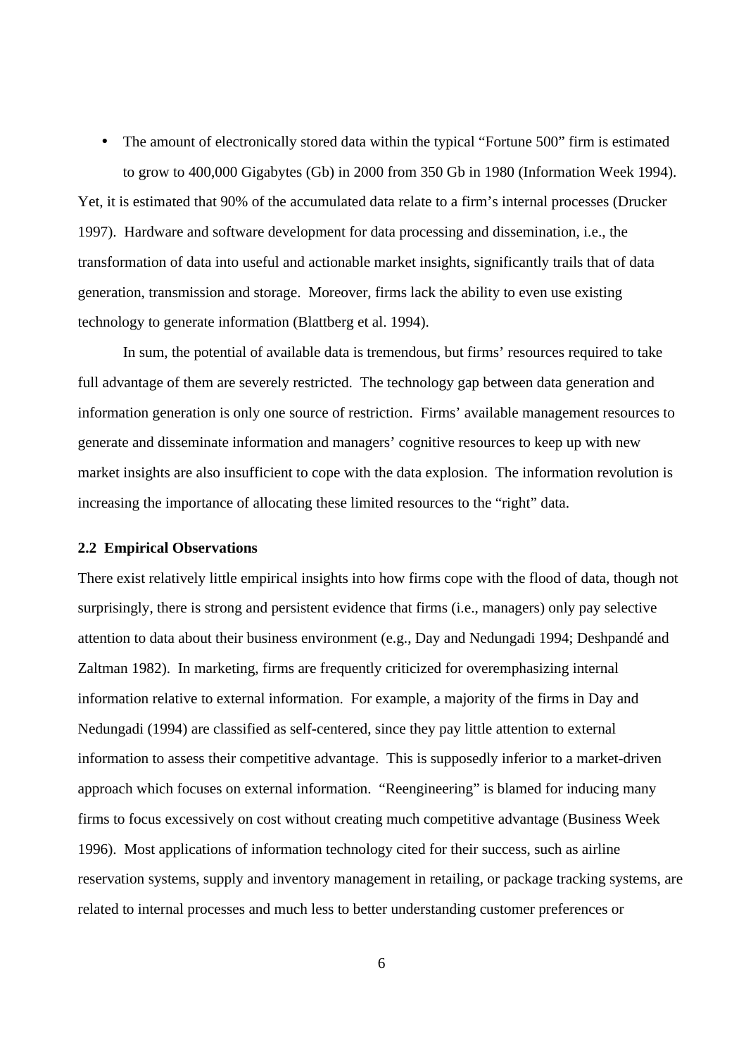- The amount of electronically stored data within the typical "Fortune 500" firm is estimated to grow to 400,000 Gigabytes (Gb) in 2000 from 350 Gb in 1980 (Information Week 1994).

Yet, it is estimated that 90% of the accumulated data relate to a firm's internal processes (Drucker 1997). Hardware and software development for data processing and dissemination, i.e., the transformation of data into useful and actionable market insights, significantly trails that of data generation, transmission and storage. Moreover, firms lack the ability to even use existing technology to generate information (Blattberg et al. 1994).

In sum, the potential of available data is tremendous, but firms' resources required to take full advantage of them are severely restricted. The technology gap between data generation and information generation is only one source of restriction. Firms' available management resources to generate and disseminate information and managers' cognitive resources to keep up with new market insights are also insufficient to cope with the data explosion. The information revolution is increasing the importance of allocating these limited resources to the "right" data.

### 2.2 Empirical Observations

There exist relatively little empirical insights into how firms cope with the flood of data, though not surprisingly, there is strong and persistent evidence that firms (i.e., managers) only pay selective attention to data about their business environment (e.g., Day and Nedungadi 1994; Deshpandé and Zaltman 1982). In marketing, firms are frequently criticized for overemphasizing internal information relative to external information. For example, a majority of the firms in Day and Nedungadi (1994) are classified as self-centered, since they pay little attention to external information to assess their competitive advantage. This is supposedly inferior to a market-driven approach which focuses on external information. "Reengineering" is blamed for inducing many firms to focus excessively on cost without creating much competitive advantage (Business Week 1996). Most applications of information technology cited for their success, such as airline reservation systems, supply and inventory management in retailing, or package tracking systems, are related to internal processes and much less to better understanding customer preferences or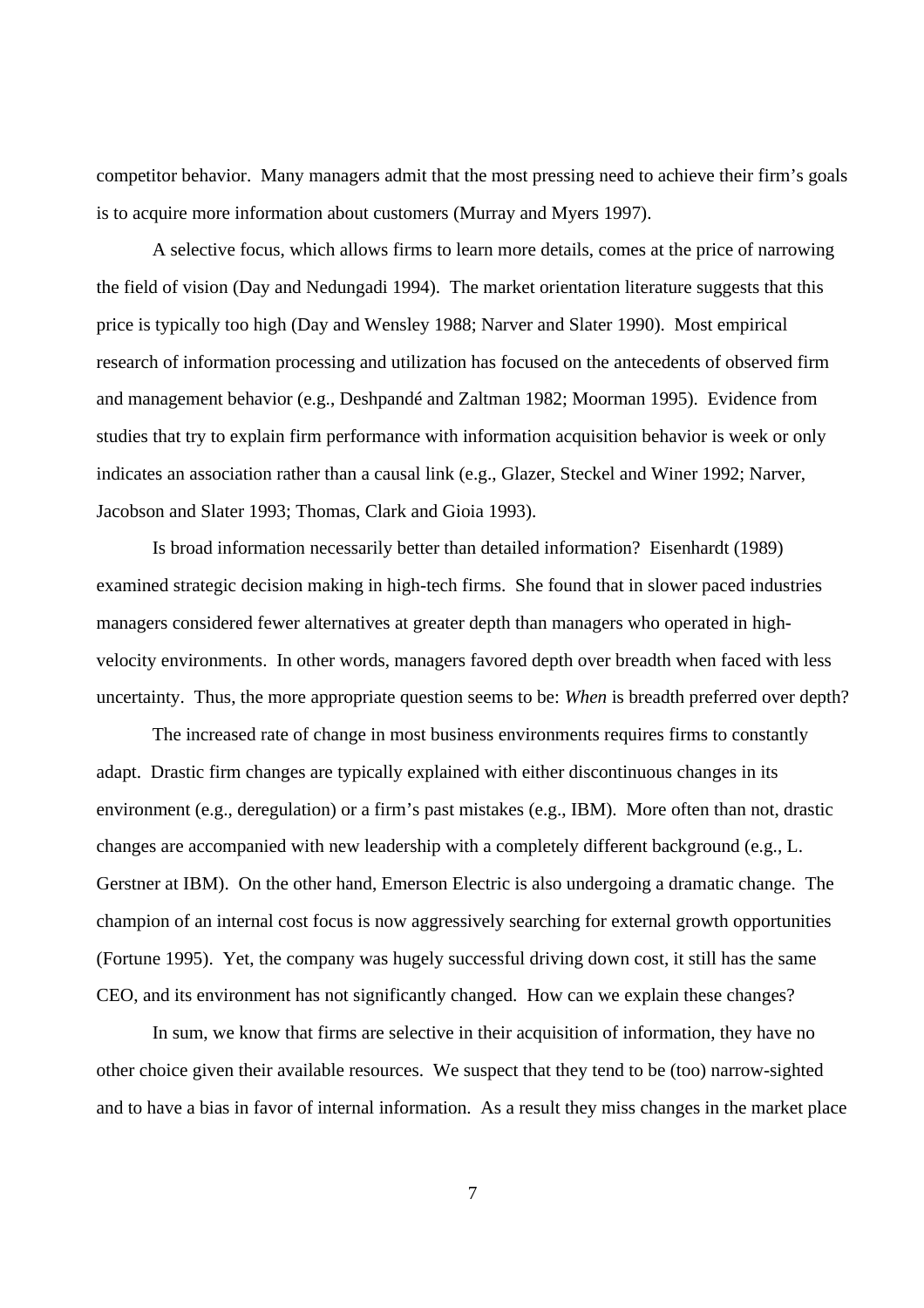competitor behavior. Many managers admit that the most pressing need to achieve their firm's goals is to acquire more information about customers (Murray and Myers 1997).

A selective focus, which allows firms to learn more details, comes at the price of narrowing the field of vision (Day and Nedungadi 1994). The market orientation literature suggests that this price is typically too high (Day and Wensley 1988; Narver and Slater 1990). Most empirical research of information processing and utilization has focused on the antecedents of observed firm and management behavior (e.g., Deshpandé and Zaltman 1982; Moorman 1995). Evidence from studies that try to explain firm performance with information acquisition behavior is week or only indicates an association rather than a causal link (e.g., Glazer, Steckel and Winer 1992; Narver, Jacobson and Slater 1993; Thomas, Clark and Gioia 1993).

Is broad information necessarily better than detailed information? Eisenhardt (1989) examined strategic decision making in high-tech firms. She found that in slower paced industries managers considered fewer alternatives at greater depth than managers who operated in high-velocity environments. In other words, managers favored depth over breadth when faced with less uncertainty. Thus, the more appropriate question seems to be: *When* is breadth preferred over depth?

The increased rate of change in most business environments requires firms to constantly adapt. Drastic firm changes are typically explained with either discontinuous changes in its environment (e.g., deregulation) or a firm's past mistakes (e.g., IBM). More often than not, drastic changes are accompanied with new leadership with a completely different background (e.g., L. Gerstner at IBM). On the other hand, Emerson Electric is also undergoing a dramatic change. The champion of an internal cost focus is now aggressively searching for external growth opportunities (Fortune 1995). Yet, the company was hugely successful driving down cost, it still has the same CEO, and its environment has not significantly changed. How can we explain these changes?

In sum, we know that firms are selective in their acquisition of information, they have no other choice given their available resources. We suspect that they tend to be (too) narrow-sighted and to have a bias in favor of internal information. As a result they miss changes in the market place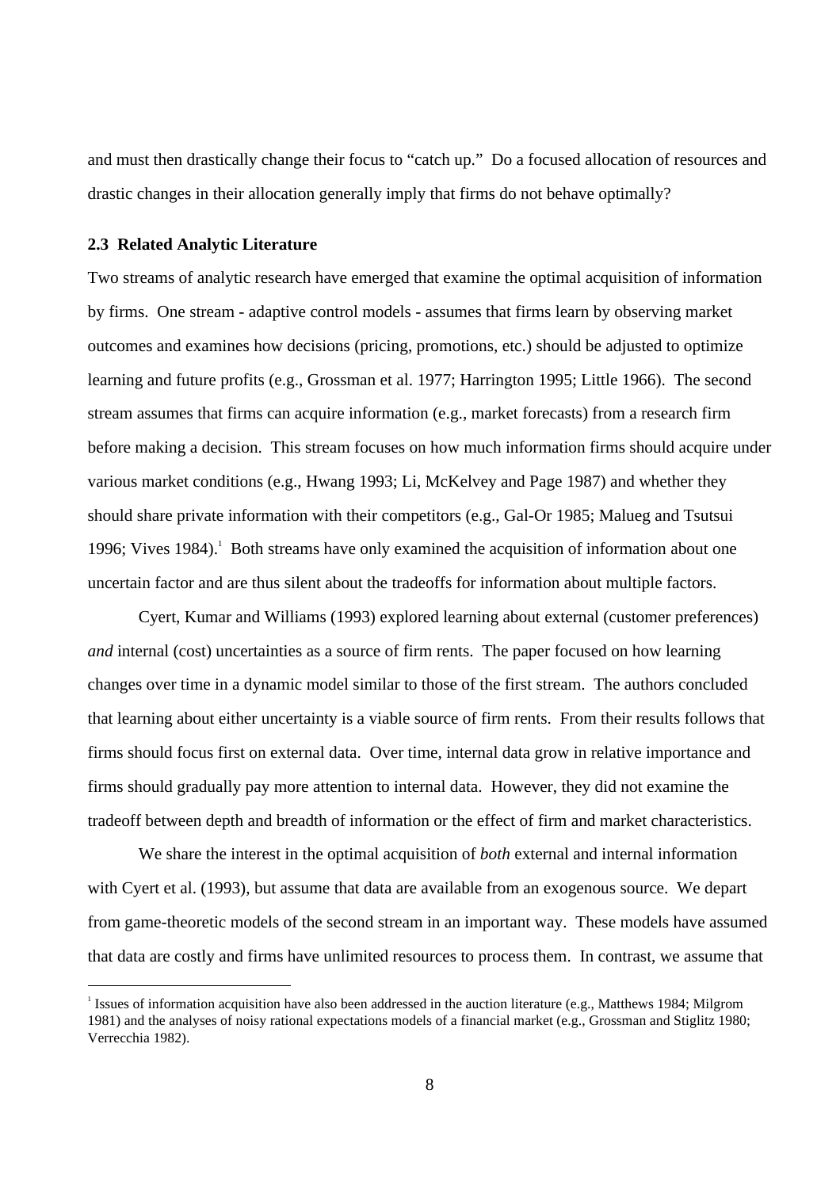and must then drastically change their focus to "catch up." Do a focused allocation of resources and drastic changes in their allocation generally imply that firms do not behave optimally?

### 2.3 Related Analytic Literature

Two streams of analytic research have emerged that examine the optimal acquisition of information by firms. One stream - adaptive control models - assumes that firms learn by observing market outcomes and examines how decisions (pricing, promotions, etc.) should be adjusted to optimize learning and future profits (e.g., Grossman et al. 1977; Harrington 1995; Little 1966). The second stream assumes that firms can acquire information (e.g., market forecasts) from a research firm before making a decision. This stream focuses on how much information firms should acquire under various market conditions (e.g., Hwang 1993; Li, McKelvey and Page 1987) and whether they should share private information with their competitors (e.g., Gal-Or 1985; Malueg and Tsutsui 1996; Vives 1984).[1] Both streams have only examined the acquisition of information about one uncertain factor and are thus silent about the tradeoffs for information about multiple factors.

Cyert, Kumar and Williams (1993) explored learning about external (customer preferences) *and* internal (cost) uncertainties as a source of firm rents. The paper focused on how learning changes over time in a dynamic model similar to those of the first stream. The authors concluded that learning about either uncertainty is a viable source of firm rents. From their results follows that firms should focus first on external data. Over time, internal data grow in relative importance and firms should gradually pay more attention to internal data. However, they did not examine the tradeoff between depth and breadth of information or the effect of firm and market characteristics.

We share the interest in the optimal acquisition of *both* external and internal information with Cyert et al. (1993), but assume that data are available from an exogenous source. We depart from game-theoretic models of the second stream in an important way. These models have assumed that data are costly and firms have unlimited resources to process them. In contrast, we assume that

[1] Issues of information acquisition have also been addressed in the auction literature (e.g., Matthews 1984; Milgrom 1981) and the analyses of noisy rational expectations models of a financial market (e.g., Grossman and Stiglitz 1980; Verrecchia 1982).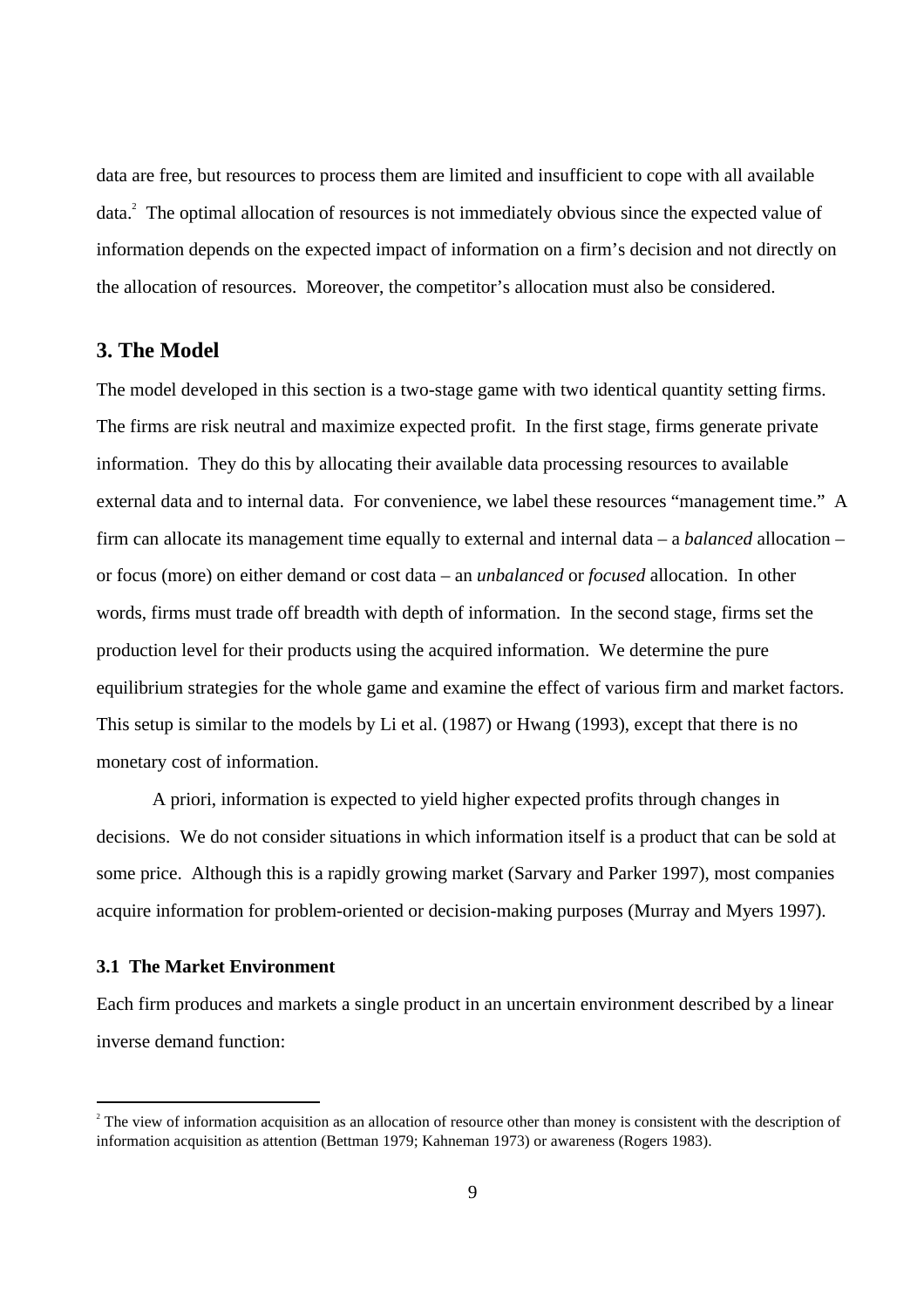data are free, but resources to process them are limited and insufficient to cope with all available data.[2] The optimal allocation of resources is not immediately obvious since the expected value of information depends on the expected impact of information on a firm's decision and not directly on the allocation of resources. Moreover, the competitor's allocation must also be considered.

## 3. The Model

The model developed in this section is a two-stage game with two identical quantity setting firms. The firms are risk neutral and maximize expected profit. In the first stage, firms generate private information. They do this by allocating their available data processing resources to available external data and to internal data. For convenience, we label these resources "management time." A firm can allocate its management time equally to external and internal data – a *balanced* allocation – or focus (more) on either demand or cost data – an *unbalanced* or *focused* allocation. In other words, firms must trade off breadth with depth of information. In the second stage, firms set the production level for their products using the acquired information. We determine the pure equilibrium strategies for the whole game and examine the effect of various firm and market factors. This setup is similar to the models by Li et al. (1987) or Hwang (1993), except that there is no monetary cost of information.

A priori, information is expected to yield higher expected profits through changes in decisions. We do not consider situations in which information itself is a product that can be sold at some price. Although this is a rapidly growing market (Sarvary and Parker 1997), most companies acquire information for problem-oriented or decision-making purposes (Murray and Myers 1997).

### 3.1 The Market Environment

Each firm produces and markets a single product in an uncertain environment described by a linear inverse demand function:

[2] The view of information acquisition as an allocation of resource other than money is consistent with the description of information acquisition as attention (Bettman 1979; Kahneman 1973) or awareness (Rogers 1983).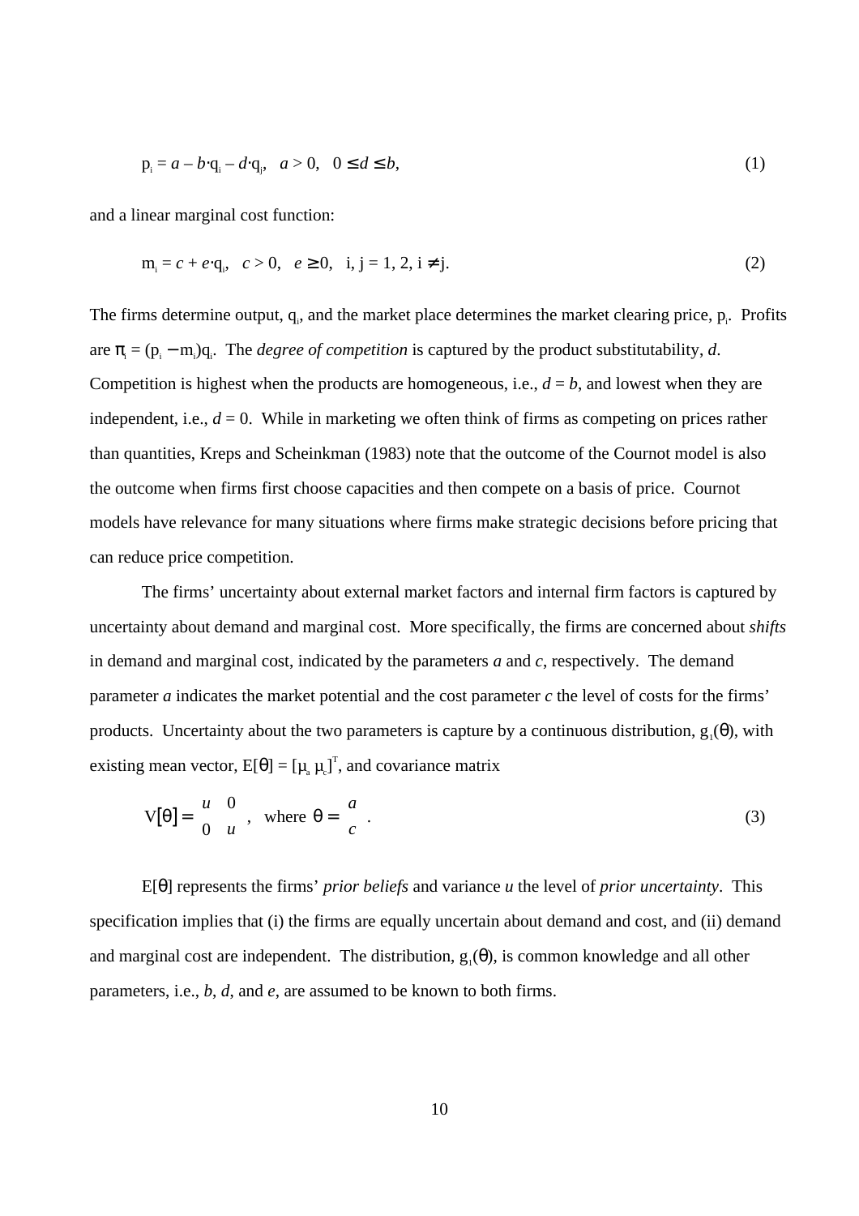$$p_i = a - b \cdot q_i - d \cdot q_j, \quad a > 0, \quad 0 \leq d \leq b, \tag{1}$$

and a linear marginal cost function:

$$m_i = c + e \cdot q_i, \quad c > 0, \quad e \geq 0, \quad i, j = 1, 2, i \neq j. \tag{2}$$

The firms determine output, $q_i$, and the market place determines the market clearing price, $p_i$. Profits are $\pi_i = (p_i - m_i)q_i$. The *degree of competition* is captured by the product substitutability, $d$. Competition is highest when the products are homogeneous, i.e., $d = b$, and lowest when they are independent, i.e., $d = 0$. While in marketing we often think of firms as competing on prices rather than quantities, Kreps and Scheinkman (1983) note that the outcome of the Cournot model is also the outcome when firms first choose capacities and then compete on a basis of price. Cournot models have relevance for many situations where firms make strategic decisions before pricing that can reduce price competition.

The firms' uncertainty about external market factors and internal firm factors is captured by uncertainty about demand and marginal cost. More specifically, the firms are concerned about *shifts* in demand and marginal cost, indicated by the parameters $a$ and $c$, respectively. The demand parameter $a$ indicates the market potential and the cost parameter $c$ the level of costs for the firms' products. Uncertainty about the two parameters is capture by a continuous distribution, $g_1(\theta)$, with existing mean vector, $E[\theta] = [\mu_a \ \mu_c]^T$, and covariance matrix

$$V[\theta] = \begin{bmatrix} u & 0 \\ 0 & u \end{bmatrix}, \quad \text{where } \theta = \begin{bmatrix} a \\ c \end{bmatrix}. \tag{3}$$

$E[\theta]$ represents the firms' *prior beliefs* and variance $u$ the level of *prior uncertainty*. This specification implies that (i) the firms are equally uncertain about demand and cost, and (ii) demand and marginal cost are independent. The distribution, $g_1(\theta)$, is common knowledge and all other parameters, i.e., $b$, $d$, and $e$, are assumed to be known to both firms.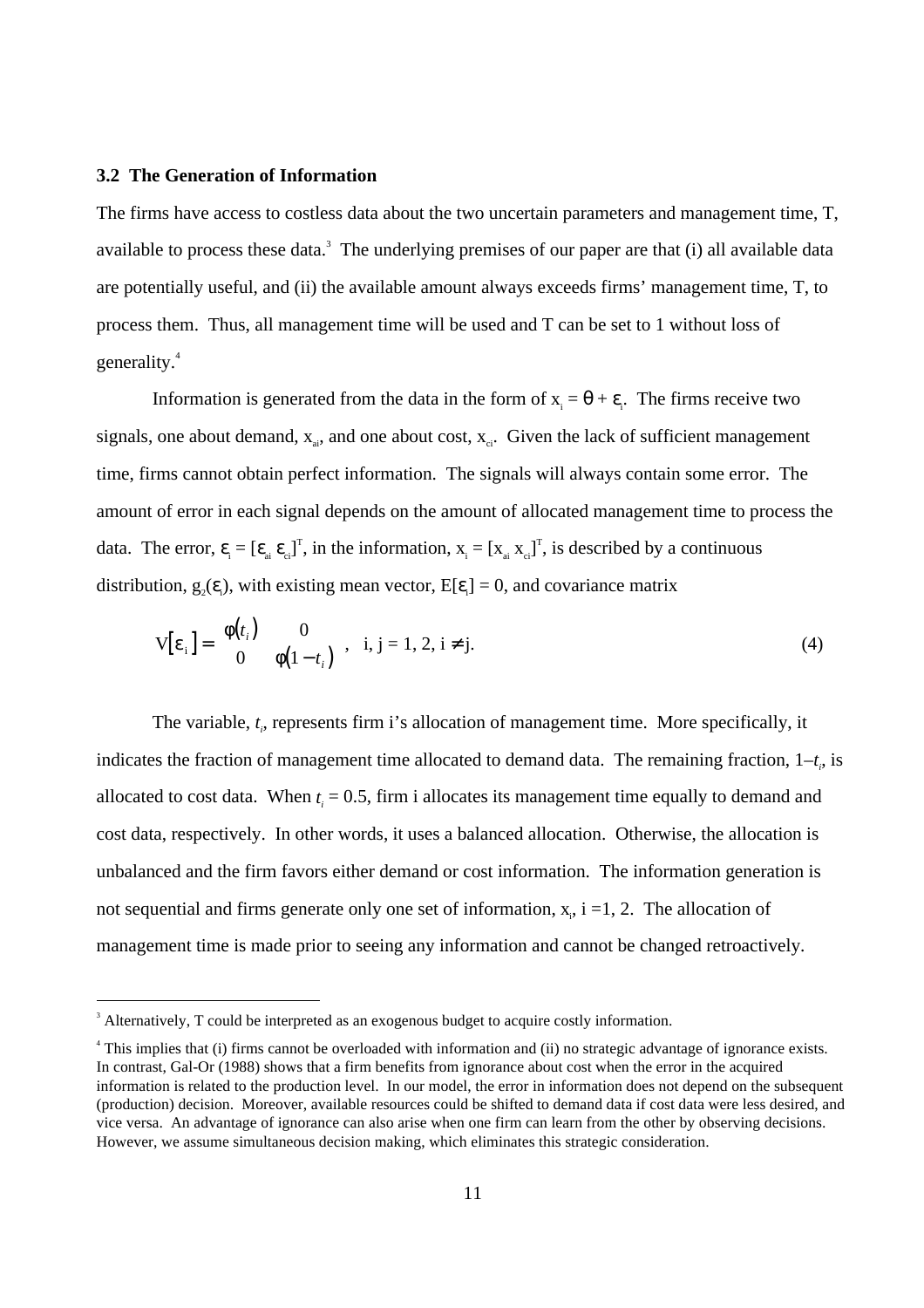### 3.2 The Generation of Information

The firms have access to costless data about the two uncertain parameters and management time, T, available to process these data.[3] The underlying premises of our paper are that (i) all available data are potentially useful, and (ii) the available amount always exceeds firms' management time, T, to process them. Thus, all management time will be used and T can be set to 1 without loss of generality.[4]

Information is generated from the data in the form of $x_i = \theta + \varepsilon_i$. The firms receive two signals, one about demand, $x_{ai}$, and one about cost, $x_{ci}$. Given the lack of sufficient management time, firms cannot obtain perfect information. The signals will always contain some error. The amount of error in each signal depends on the amount of allocated management time to process the data. The error, $\varepsilon_i = [\varepsilon_{ai}\ \varepsilon_{ci}]^T$, in the information, $x_i = [x_{ai}\ x_{ci}]^T$, is described by a continuous distribution, $g_2(\varepsilon_i)$, with existing mean vector, $E[\varepsilon_i] = 0$, and covariance matrix

$$V[\varepsilon_i] = \begin{bmatrix} \phi(t_i) & 0 \\ 0 & \phi(1-t_i) \end{bmatrix}, \quad i, j = 1, 2, i \neq j. \tag{4}$$

The variable, $t_i$, represents firm i's allocation of management time. More specifically, it indicates the fraction of management time allocated to demand data. The remaining fraction, $1-t_i$, is allocated to cost data. When $t_i = 0.5$, firm i allocates its management time equally to demand and cost data, respectively. In other words, it uses a balanced allocation. Otherwise, the allocation is unbalanced and the firm favors either demand or cost information. The information generation is not sequential and firms generate only one set of information, $x_i$, i =1, 2. The allocation of management time is made prior to seeing any information and cannot be changed retroactively.

---

[3] Alternatively, T could be interpreted as an exogenous budget to acquire costly information.

[4] This implies that (i) firms cannot be overloaded with information and (ii) no strategic advantage of ignorance exists. In contrast, Gal-Or (1988) shows that a firm benefits from ignorance about cost when the error in the acquired information is related to the production level. In our model, the error in information does not depend on the subsequent (production) decision. Moreover, available resources could be shifted to demand data if cost data were less desired, and vice versa. An advantage of ignorance can also arise when one firm can learn from the other by observing decisions. However, we assume simultaneous decision making, which eliminates this strategic consideration.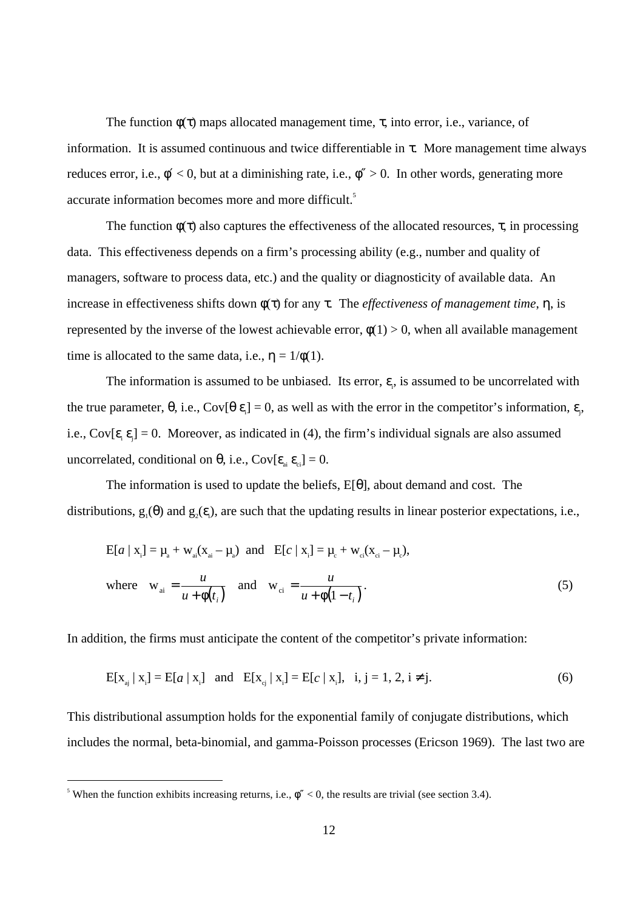The function $\phi(\tau)$ maps allocated management time, $\tau$, into error, i.e., variance, of information. It is assumed continuous and twice differentiable in $\tau$. More management time always reduces error, i.e., $\phi' < 0$, but at a diminishing rate, i.e., $\phi'' > 0$. In other words, generating more accurate information becomes more and more difficult.[5]

The function $\phi(\tau)$ also captures the effectiveness of the allocated resources, $\tau$, in processing data. This effectiveness depends on a firm's processing ability (e.g., number and quality of managers, software to process data, etc.) and the quality or diagnosticity of available data. An increase in effectiveness shifts down $\phi(\tau)$ for any $\tau$. The *effectiveness of management time*, $\eta$, is represented by the inverse of the lowest achievable error, $\phi(1) > 0$, when all available management time is allocated to the same data, i.e., $\eta = 1/\phi(1)$.

The information is assumed to be unbiased. Its error, $\varepsilon_i$, is assumed to be uncorrelated with the true parameter, $\theta$, i.e., $\text{Cov}[\theta\ \varepsilon_i] = 0$, as well as with the error in the competitor's information, $\varepsilon_j$, i.e., $\text{Cov}[\varepsilon_i\ \varepsilon_j] = 0$. Moreover, as indicated in (4), the firm's individual signals are also assumed uncorrelated, conditional on $\theta$, i.e., $\text{Cov}[\varepsilon_{ai}\ \varepsilon_{ci}] = 0$.

The information is used to update the beliefs, $E[\theta]$, about demand and cost. The distributions, $g_1(\theta)$ and $g_2(\varepsilon_i)$, are such that the updating results in linear posterior expectations, i.e.,

$$E[a \mid x_i] = \mu_a + w_{ai}(x_{ai} - \mu_a) \quad \text{and} \quad E[c \mid x_i] = \mu_c + w_{ci}(x_{ci} - \mu_c),$$

$$\text{where} \quad w_{ai} = \frac{u}{u + \phi(t_i)} \quad \text{and} \quad w_{ci} = \frac{u}{u + \phi(1 - t_i)}. \tag{5}$$

In addition, the firms must anticipate the content of the competitor's private information:

$$E[x_{aj} \mid x_i] = E[a \mid x_i] \quad \text{and} \quad E[x_{cj} \mid x_i] = E[c \mid x_i], \quad i, j = 1, 2, i \neq j. \tag{6}$$

This distributional assumption holds for the exponential family of conjugate distributions, which includes the normal, beta-binomial, and gamma-Poisson processes (Ericson 1969). The last two are

[5] When the function exhibits increasing returns, i.e., $\phi'' < 0$, the results are trivial (see section 3.4).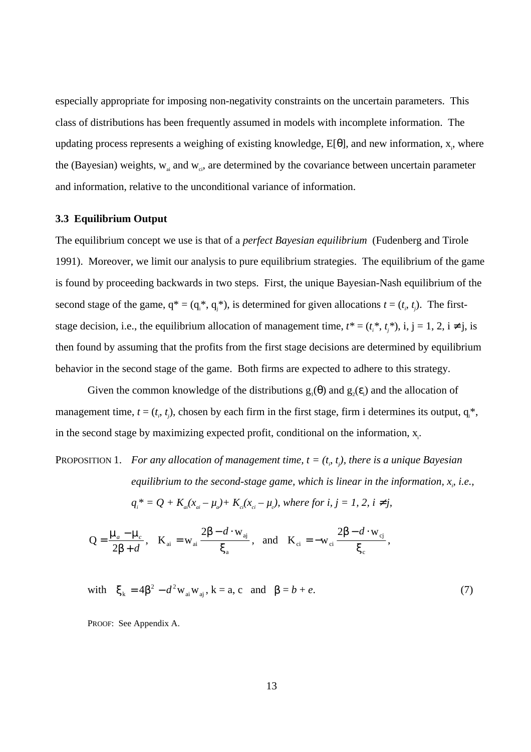especially appropriate for imposing non-negativity constraints on the uncertain parameters. This class of distributions has been frequently assumed in models with incomplete information. The updating process represents a weighing of existing knowledge, $E[\theta]$, and new information, $x_i$, where the (Bayesian) weights, $w_{ai}$ and $w_{ci}$, are determined by the covariance between uncertain parameter and information, relative to the unconditional variance of information.

### 3.3 Equilibrium Output

The equilibrium concept we use is that of a *perfect Bayesian equilibrium* (Fudenberg and Tirole 1991). Moreover, we limit our analysis to pure equilibrium strategies. The equilibrium of the game is found by proceeding backwards in two steps. First, the unique Bayesian-Nash equilibrium of the second stage of the game, $q^* = (q_i^*, q_j^*)$, is determined for given allocations $t = (t_i, t_j)$. The first-stage decision, i.e., the equilibrium allocation of management time, $t^* = (t_i^*, t_j^*)$, i, j = 1, 2, $i \neq j$, is then found by assuming that the profits from the first stage decisions are determined by equilibrium behavior in the second stage of the game. Both firms are expected to adhere to this strategy.

Given the common knowledge of the distributions $g_1(\theta)$ and $g_2(\varepsilon_i)$ and the allocation of management time, $t = (t_i, t_j)$, chosen by each firm in the first stage, firm i determines its output, $q_i^*$, in the second stage by maximizing expected profit, conditional on the information, $x_i$.

PROPOSITION 1. *For any allocation of management time, $t = (t_i, t_j)$, there is a unique Bayesian equilibrium to the second-stage game, which is linear in the information, $x_i$, i.e., $q_i^* = Q + K_{ai}(x_{ai} - \mu_a) + K_{ci}(x_{ci} - \mu_c)$, where for i, j = 1, 2, $i \neq j$,*

$$Q = \frac{\mu_a - \mu_c}{2\beta + d}, \quad K_{ai} = w_{ai}\,\frac{2\beta - d \cdot w_{aj}}{\xi_a}, \quad \text{and} \quad K_{ci} = -w_{ci}\,\frac{2\beta - d \cdot w_{cj}}{\xi_c},$$

$$\text{with} \quad \xi_k = 4\beta^2 - d^2 w_{ai} w_{aj},\ k = a, c \quad \text{and} \quad \beta = b + e. \tag{7}$$

PROOF: See Appendix A.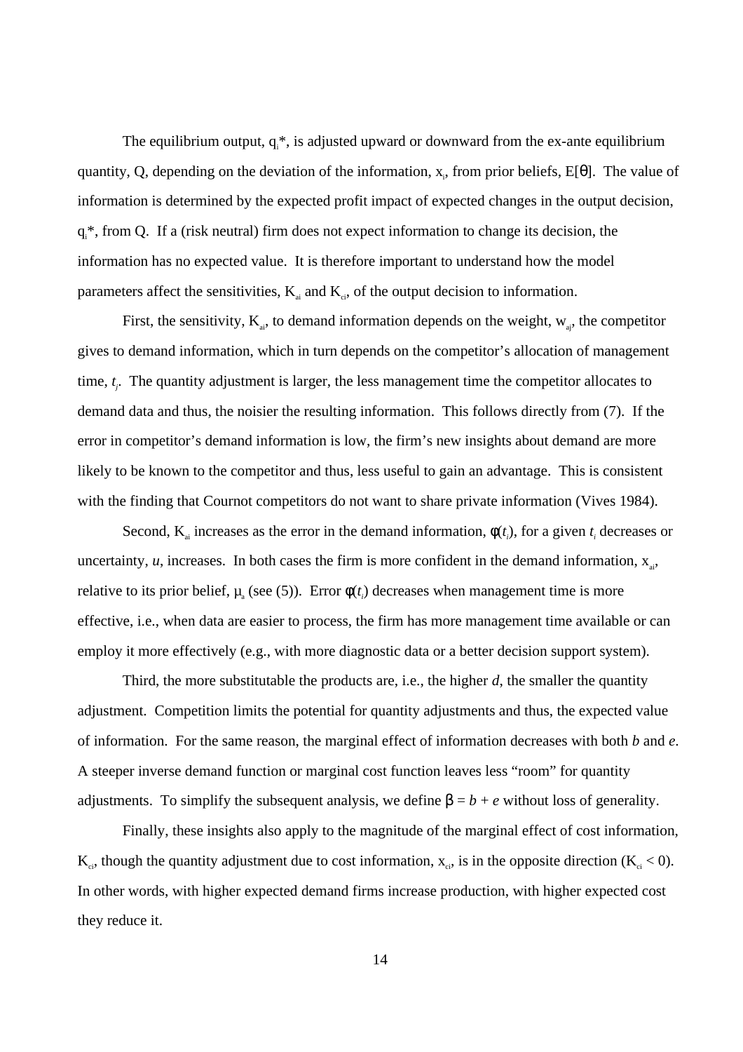The equilibrium output, $q_i$*, is adjusted upward or downward from the ex-ante equilibrium quantity, Q, depending on the deviation of the information, $x_i$, from prior beliefs, E[θ]. The value of information is determined by the expected profit impact of expected changes in the output decision, $q_i$*, from Q. If a (risk neutral) firm does not expect information to change its decision, the information has no expected value. It is therefore important to understand how the model parameters affect the sensitivities, $K_{ai}$ and $K_{ci}$, of the output decision to information.

First, the sensitivity, $K_{ai}$, to demand information depends on the weight, $w_{aj}$, the competitor gives to demand information, which in turn depends on the competitor's allocation of management time, $t_j$. The quantity adjustment is larger, the less management time the competitor allocates to demand data and thus, the noisier the resulting information. This follows directly from (7). If the error in competitor's demand information is low, the firm's new insights about demand are more likely to be known to the competitor and thus, less useful to gain an advantage. This is consistent with the finding that Cournot competitors do not want to share private information (Vives 1984).

Second, $K_{ai}$ increases as the error in the demand information, $\phi(t_i)$, for a given $t_i$ decreases or uncertainty, $u$, increases. In both cases the firm is more confident in the demand information, $x_{ai}$, relative to its prior belief, $\mu_a$ (see (5)). Error $\phi(t_i)$ decreases when management time is more effective, i.e., when data are easier to process, the firm has more management time available or can employ it more effectively (e.g., with more diagnostic data or a better decision support system).

Third, the more substitutable the products are, i.e., the higher $d$, the smaller the quantity adjustment. Competition limits the potential for quantity adjustments and thus, the expected value of information. For the same reason, the marginal effect of information decreases with both $b$ and $e$. A steeper inverse demand function or marginal cost function leaves less "room" for quantity adjustments. To simplify the subsequent analysis, we define $\beta = b + e$ without loss of generality.

Finally, these insights also apply to the magnitude of the marginal effect of cost information, $K_{ci}$, though the quantity adjustment due to cost information, $x_{ci}$, is in the opposite direction ($K_{ci} < 0$). In other words, with higher expected demand firms increase production, with higher expected cost they reduce it.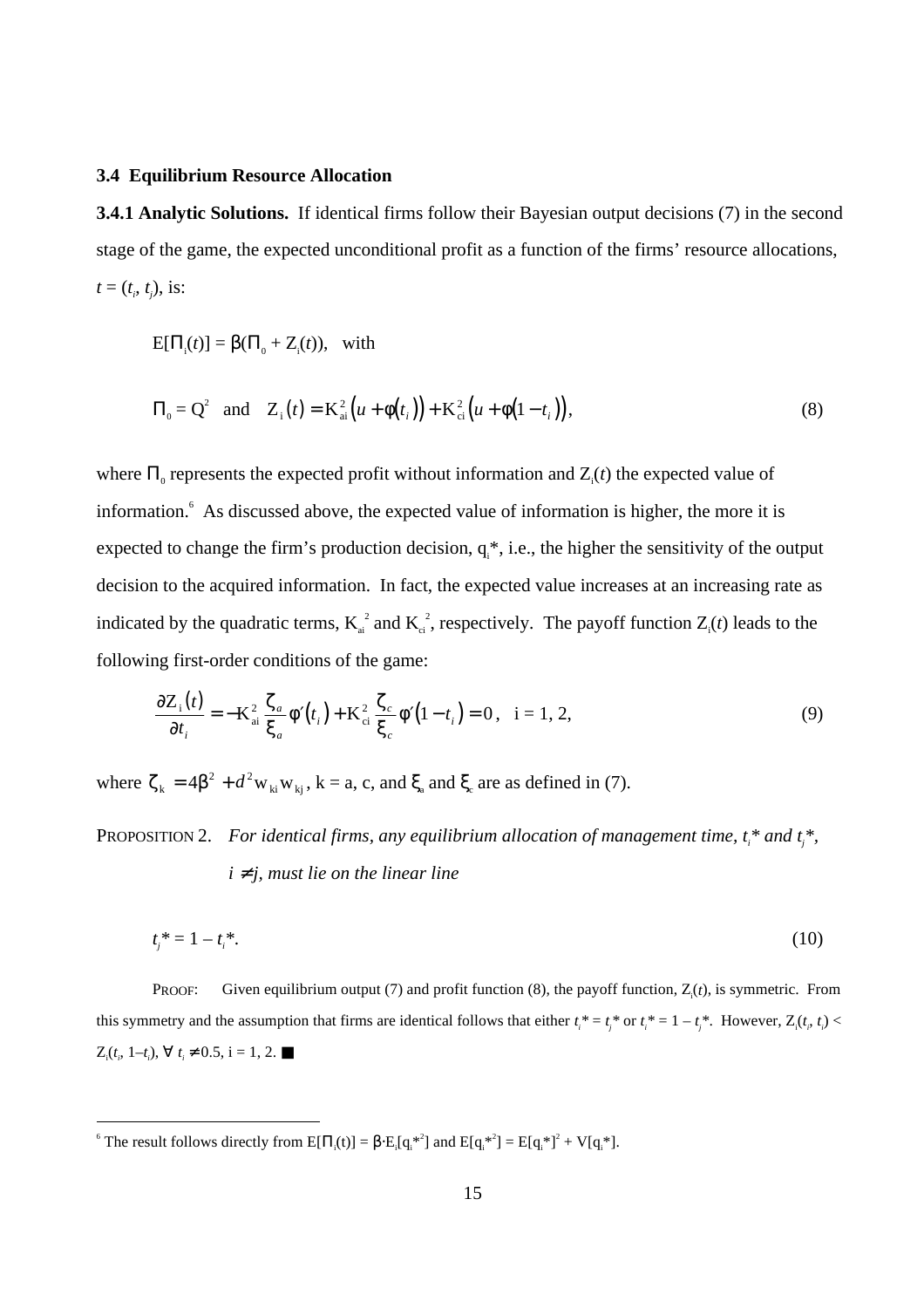### 3.4 Equilibrium Resource Allocation

**3.4.1 Analytic Solutions.** If identical firms follow their Bayesian output decisions (7) in the second stage of the game, the expected unconditional profit as a function of the firms' resource allocations, $t = (t_i, t_j)$, is:

$$E[\Pi_i(t)] = \beta(\Pi_0 + Z_i(t)), \quad \text{with}$$

$$\Pi_0 = Q^2 \quad \text{and} \quad Z_i(t) = K_{ai}^2\left(u + \phi(t_i)\right) + K_{ci}^2\left(u + \phi(1 - t_i)\right), \tag{8}$$

where $\Pi_0$ represents the expected profit without information and $Z_i(t)$ the expected value of information.[6] As discussed above, the expected value of information is higher, the more it is expected to change the firm's production decision, $q_i^*$, i.e., the higher the sensitivity of the output decision to the acquired information. In fact, the expected value increases at an increasing rate as indicated by the quadratic terms, $K_{ai}^2$ and $K_{ci}^2$, respectively. The payoff function $Z_i(t)$ leads to the following first-order conditions of the game:

$$\frac{\partial Z_i(t)}{\partial t_i} = -K_{ai}^2 \frac{\zeta_a}{\xi_a} \phi'(t_i) + K_{ci}^2 \frac{\zeta_c}{\xi_c} \phi'(1 - t_i) = 0, \quad i = 1, 2, \tag{9}$$

where $\zeta_k = 4\beta^2 + d^2 w_{ki} w_{kj}$, k = a, c, and $\xi_a$ and $\xi_c$ are as defined in (7).

P<span style="font-variant:small-caps">roposition</span> 2. *For identical firms, any equilibrium allocation of management time, $t_i^*$ and $t_j^*$, $i \neq j$, must lie on the linear line*

$$t_j^* = 1 - t_i^*. \tag{10}$$

P<span style="font-variant:small-caps">roof</span>: Given equilibrium output (7) and profit function (8), the payoff function, $Z_i(t)$, is symmetric. From this symmetry and the assumption that firms are identical follows that either $t_i^* = t_j^*$ or $t_i^* = 1 - t_j^*$. However, $Z_i(t_i, t_i) < Z_i(t_i, 1 - t_i)$, $\forall\ t_i \neq 0.5$, i = 1, 2. ■

[6] The result follows directly from $E[\Pi_i(t)] = \beta \cdot E_i[q_i^{*2}]$ and $E[q_i^{*2}] = E[q_i^*]^2 + V[q_i^*]$.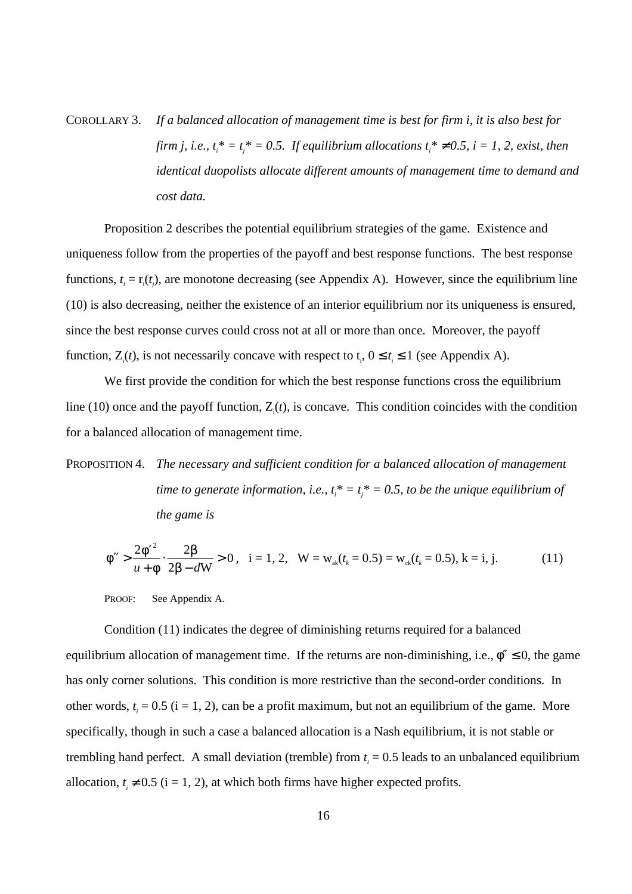COROLLARY 3. *If a balanced allocation of management time is best for firm i, it is also best for firm j, i.e., $t_i^* = t_j^* = 0.5$. If equilibrium allocations $t_i^* \neq 0.5$, i = 1, 2, exist, then identical duopolists allocate different amounts of management time to demand and cost data.*

Proposition 2 describes the potential equilibrium strategies of the game. Existence and uniqueness follow from the properties of the payoff and best response functions. The best response functions, $t_i = r_i(t_j)$, are monotone decreasing (see Appendix A). However, since the equilibrium line (10) is also decreasing, neither the existence of an interior equilibrium nor its uniqueness is ensured, since the best response curves could cross not at all or more than once. Moreover, the payoff function, $Z_i(t)$, is not necessarily concave with respect to $t_i$, $0 \leq t_i \leq 1$ (see Appendix A).

We first provide the condition for which the best response functions cross the equilibrium line (10) once and the payoff function, $Z_i(t)$, is concave. This condition coincides with the condition for a balanced allocation of management time.

PROPOSITION 4. *The necessary and sufficient condition for a balanced allocation of management time to generate information, i.e., $t_i^* = t_j^* = 0.5$, to be the unique equilibrium of the game is*

$$\phi'' > \frac{2\phi'^2}{u+\phi} \cdot \frac{2\beta}{2\beta - dW} > 0\,, \quad \text{i = 1, 2,} \quad W = w_{ak}(t_k = 0.5) = w_{ck}(t_k = 0.5), \text{ k = i, j.} \tag{11}$$

PROOF: See Appendix A.

Condition (11) indicates the degree of diminishing returns required for a balanced equilibrium allocation of management time. If the returns are non-diminishing, i.e., $\phi'' \leq 0$, the game has only corner solutions. This condition is more restrictive than the second-order conditions. In other words, $t_i = 0.5$ (i = 1, 2), can be a profit maximum, but not an equilibrium of the game. More specifically, though in such a case a balanced allocation is a Nash equilibrium, it is not stable or trembling hand perfect. A small deviation (tremble) from $t_i = 0.5$ leads to an unbalanced equilibrium allocation, $t_i \neq 0.5$ (i = 1, 2), at which both firms have higher expected profits.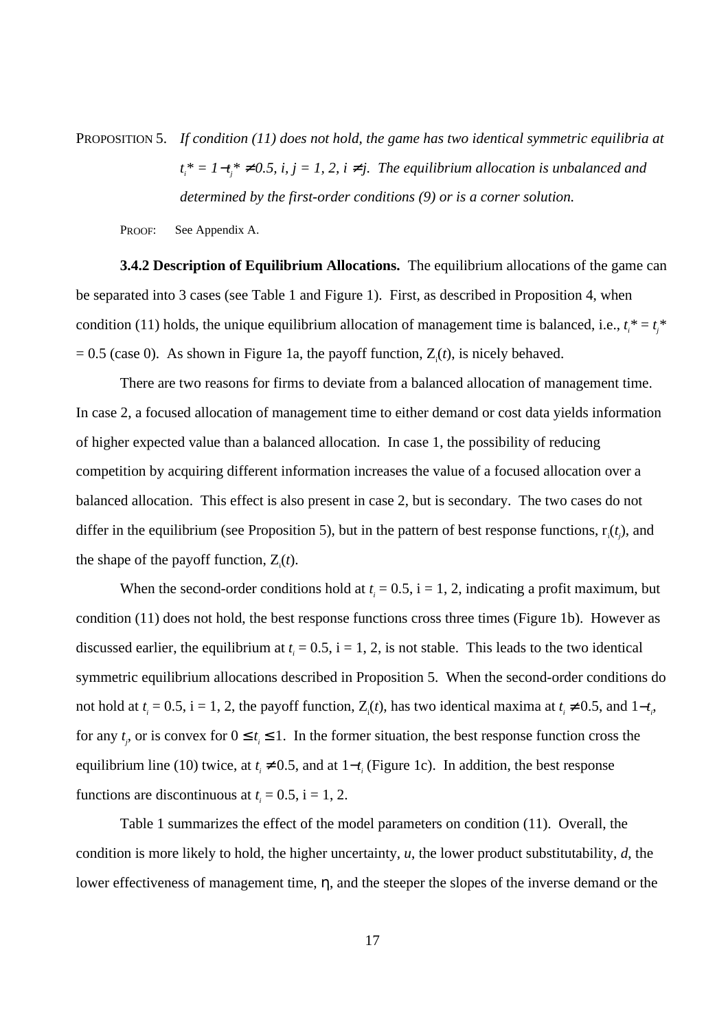PROPOSITION 5. *If condition (11) does not hold, the game has two identical symmetric equilibria at $t_i^* = 1 - t_j^* \neq 0.5$, i, j = 1, 2, i ≠ j. The equilibrium allocation is unbalanced and determined by the first-order conditions (9) or is a corner solution.*

PROOF: See Appendix A.

**3.4.2 Description of Equilibrium Allocations.** The equilibrium allocations of the game can be separated into 3 cases (see Table 1 and Figure 1). First, as described in Proposition 4, when condition (11) holds, the unique equilibrium allocation of management time is balanced, i.e., $t_i^* = t_j^* = 0.5$ (case 0). As shown in Figure 1a, the payoff function, $Z_i(t)$, is nicely behaved.

There are two reasons for firms to deviate from a balanced allocation of management time. In case 2, a focused allocation of management time to either demand or cost data yields information of higher expected value than a balanced allocation. In case 1, the possibility of reducing competition by acquiring different information increases the value of a focused allocation over a balanced allocation. This effect is also present in case 2, but is secondary. The two cases do not differ in the equilibrium (see Proposition 5), but in the pattern of best response functions, $r_i(t_j)$, and the shape of the payoff function, $Z_i(t)$.

When the second-order conditions hold at $t_i = 0.5$, i = 1, 2, indicating a profit maximum, but condition (11) does not hold, the best response functions cross three times (Figure 1b). However as discussed earlier, the equilibrium at $t_i = 0.5$, i = 1, 2, is not stable. This leads to the two identical symmetric equilibrium allocations described in Proposition 5. When the second-order conditions do not hold at $t_i = 0.5$, i = 1, 2, the payoff function, $Z_i(t)$, has two identical maxima at $t_i \neq 0.5$, and $1-t_i$, for any $t_j$, or is convex for $0 \leq t_i \leq 1$. In the former situation, the best response function cross the equilibrium line (10) twice, at $t_i \neq 0.5$, and at $1-t_i$ (Figure 1c). In addition, the best response functions are discontinuous at $t_i = 0.5$, i = 1, 2.

Table 1 summarizes the effect of the model parameters on condition (11). Overall, the condition is more likely to hold, the higher uncertainty, $u$, the lower product substitutability, $d$, the lower effectiveness of management time, $\eta$, and the steeper the slopes of the inverse demand or the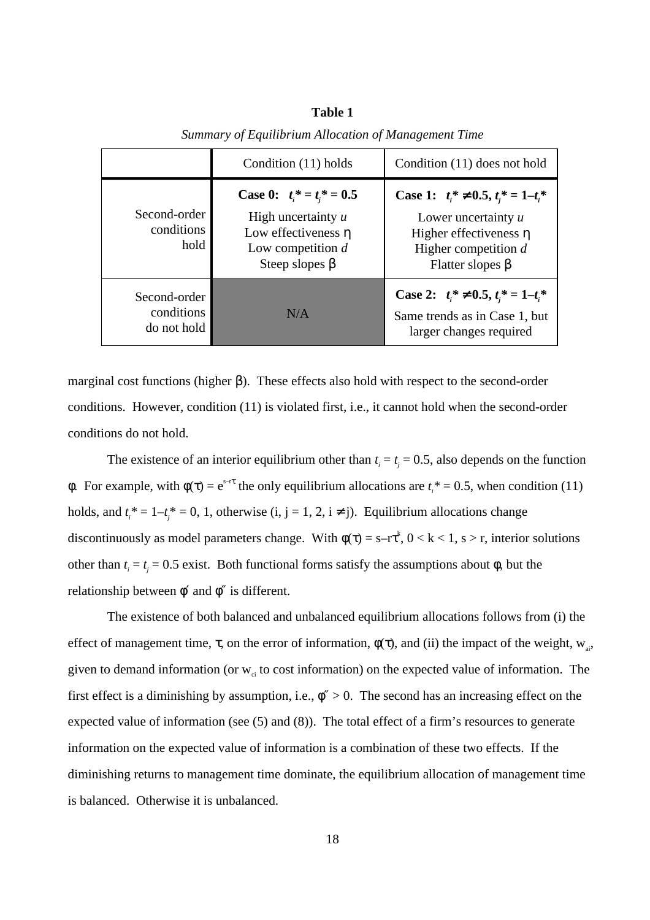**Table 1**

*Summary of Equilibrium Allocation of Management Time*

| | Condition (11) holds | Condition (11) does not hold |
|---|---|---|
| Second-order conditions hold | **Case 0: $t_i^* = t_j^* = 0.5$**<br>High uncertainty $u$<br>Low effectiveness $\eta$<br>Low competition $d$<br>Steep slopes $\beta$ | **Case 1: $t_i^* \neq 0.5$, $t_j^* = 1 – t_i^*$**<br>Lower uncertainty $u$<br>Higher effectiveness $\eta$<br>Higher competition $d$<br>Flatter slopes $\beta$ |
| Second-order conditions do not hold | N/A | **Case 2: $t_i^* \neq 0.5$, $t_j^* = 1 – t_i^*$**<br>Same trends as in Case 1, but larger changes required |

marginal cost functions (higher $\beta$). These effects also hold with respect to the second-order conditions. However, condition (11) is violated first, i.e., it cannot hold when the second-order conditions do not hold.

The existence of an interior equilibrium other than $t_i = t_j = 0.5$, also depends on the function $\phi$. For example, with $\phi(\tau) = e^{s-r\tau}$ the only equilibrium allocations are $t_i^* = 0.5$, when condition (11) holds, and $t_i^* = 1–t_j^* = 0, 1$, otherwise (i, j = 1, 2, i $\neq$ j). Equilibrium allocations change discontinuously as model parameters change. With $\phi(\tau) = s–r\tau^k$, $0 < k < 1$, $s > r$, interior solutions other than $t_i = t_j = 0.5$ exist. Both functional forms satisfy the assumptions about $\phi$, but the relationship between $\phi'$ and $\phi''$ is different.

The existence of both balanced and unbalanced equilibrium allocations follows from (i) the effect of management time, $\tau$, on the error of information, $\phi(\tau)$, and (ii) the impact of the weight, $w_{ai}$, given to demand information (or $w_{ci}$ to cost information) on the expected value of information. The first effect is a diminishing by assumption, i.e., $\phi'' > 0$. The second has an increasing effect on the expected value of information (see (5) and (8)). The total effect of a firm's resources to generate information on the expected value of information is a combination of these two effects. If the diminishing returns to management time dominate, the equilibrium allocation of management time is balanced. Otherwise it is unbalanced.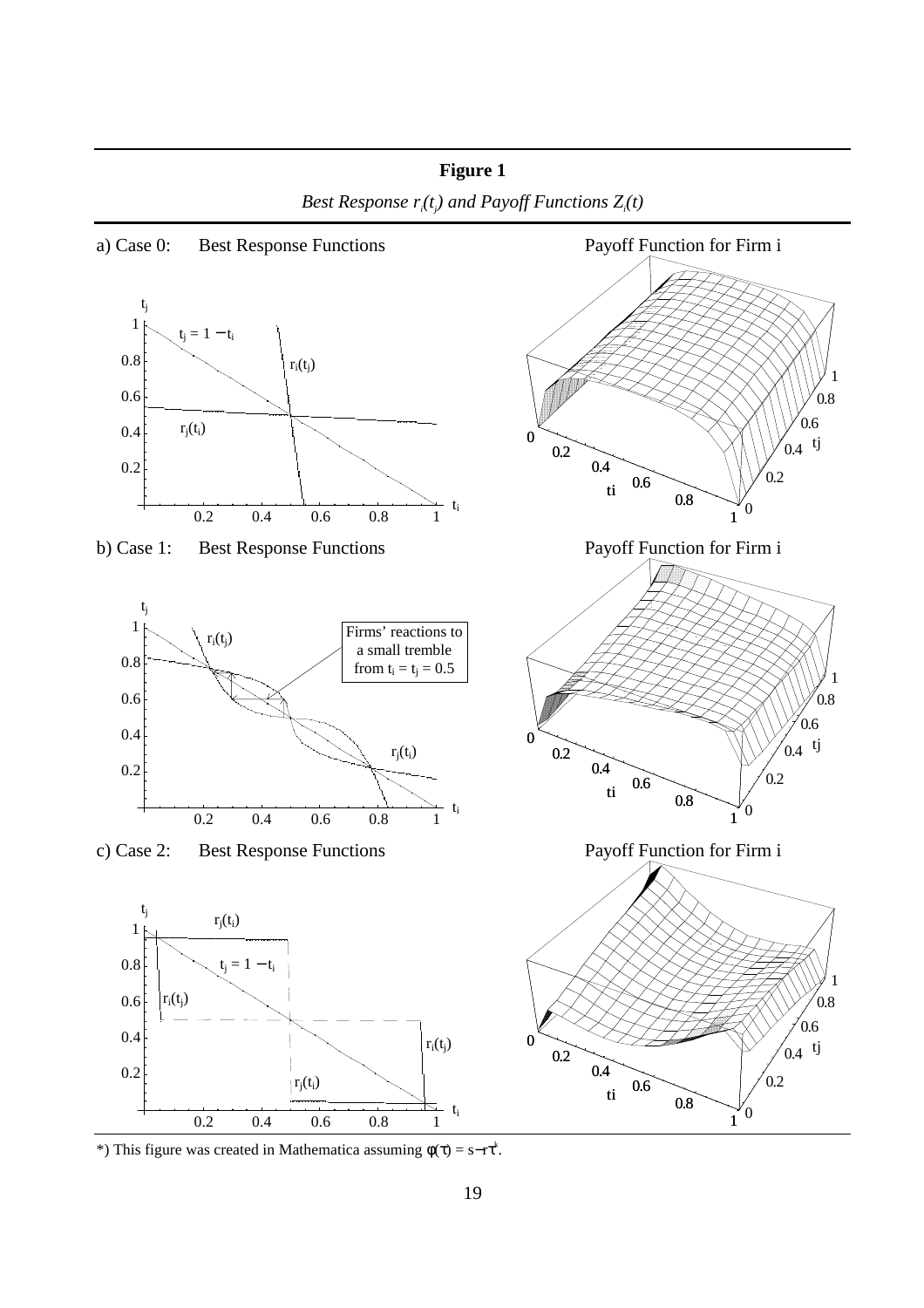**Figure 1**

*Best Response $r_i(t_j)$ and Payoff Functions $Z_i(t)$*

a) Case 0: Best Response Functions — Payoff Function for Firm i

b) Case 1: Best Response Functions — Payoff Function for Firm i

c) Case 2: Best Response Functions — Payoff Function for Firm i

*) This figure was created in Mathematica assuming $\phi(\tau) = s - r\tau^k$.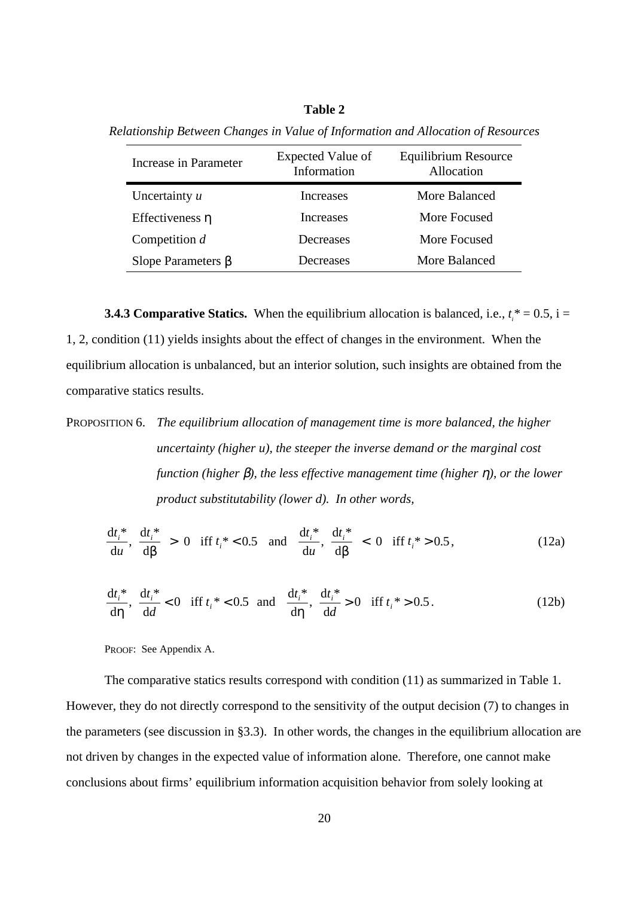**Table 2**

*Relationship Between Changes in Value of Information and Allocation of Resources*

| Increase in Parameter | Expected Value of Information | Equilibrium Resource Allocation |
|---|---|---|
| Uncertainty $u$ | Increases | More Balanced |
| Effectiveness $\eta$ | Increases | More Focused |
| Competition $d$ | Decreases | More Focused |
| Slope Parameters $\beta$ | Decreases | More Balanced |

**3.4.3 Comparative Statics.** When the equilibrium allocation is balanced, i.e., $t_i^* = 0.5$, i = 1, 2, condition (11) yields insights about the effect of changes in the environment. When the equilibrium allocation is unbalanced, but an interior solution, such insights are obtained from the comparative statics results.

PROPOSITION 6. *The equilibrium allocation of management time is more balanced, the higher uncertainty (higher u), the steeper the inverse demand or the marginal cost function (higher $\beta$), the less effective management time (higher $\eta$), or the lower product substitutability (lower d). In other words,*

$$\frac{\mathrm{d}t_i^*}{\mathrm{d}u},\ \frac{\mathrm{d}t_i^*}{\mathrm{d}\beta} > 0 \quad \text{iff } t_i^* < 0.5 \quad \text{and} \quad \frac{\mathrm{d}t_i^*}{\mathrm{d}u},\ \frac{\mathrm{d}t_i^*}{\mathrm{d}\beta} < 0 \quad \text{iff } t_i^* > 0.5, \tag{12a}$$

$$\frac{\mathrm{d}t_i^*}{\mathrm{d}\eta},\ \frac{\mathrm{d}t_i^*}{\mathrm{d}d} < 0 \quad \text{iff } t_i^* < 0.5 \quad \text{and} \quad \frac{\mathrm{d}t_i^*}{\mathrm{d}\eta},\ \frac{\mathrm{d}t_i^*}{\mathrm{d}d} > 0 \quad \text{iff } t_i^* > 0.5. \tag{12b}$$

PROOF: See Appendix A.

The comparative statics results correspond with condition (11) as summarized in Table 1. However, they do not directly correspond to the sensitivity of the output decision (7) to changes in the parameters (see discussion in §3.3). In other words, the changes in the equilibrium allocation are not driven by changes in the expected value of information alone. Therefore, one cannot make conclusions about firms' equilibrium information acquisition behavior from solely looking at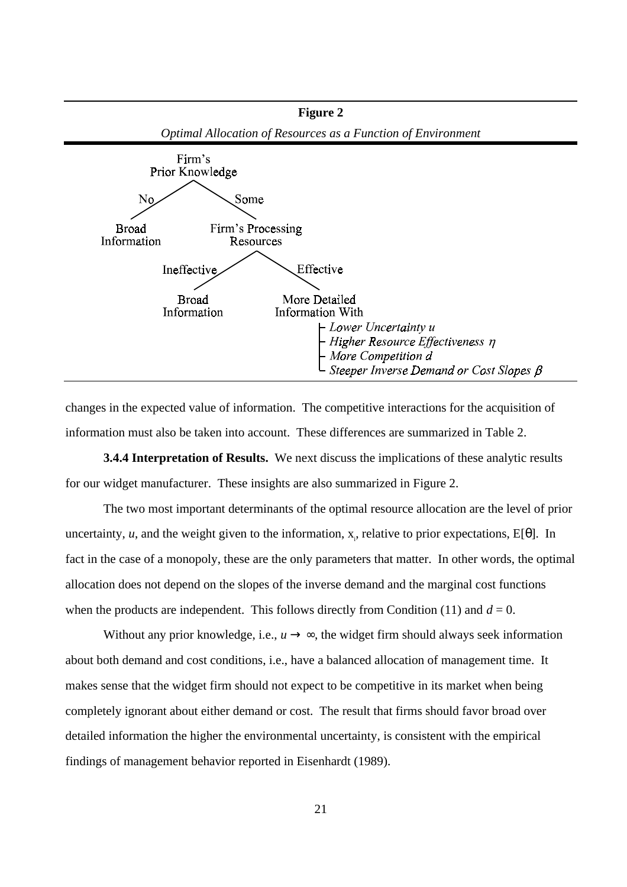**Figure 2**

*Optimal Allocation of Resources as a Function of Environment*

Firm's Prior Knowledge
- No → Broad Information
- Some → Firm's Processing Resources
  - Ineffective → Broad Information
  - Effective → More Detailed Information With
    - *Lower Uncertainty u*
    - *Higher Resource Effectiveness $\eta$*
    - *More Competition d*
    - *Steeper Inverse Demand or Cost Slopes $\beta$*

changes in the expected value of information. The competitive interactions for the acquisition of information must also be taken into account. These differences are summarized in Table 2.

**3.4.4 Interpretation of Results.** We next discuss the implications of these analytic results for our widget manufacturer. These insights are also summarized in Figure 2.

The two most important determinants of the optimal resource allocation are the level of prior uncertainty, $u$, and the weight given to the information, $x_i$, relative to prior expectations, $E[\theta]$. In fact in the case of a monopoly, these are the only parameters that matter. In other words, the optimal allocation does not depend on the slopes of the inverse demand and the marginal cost functions when the products are independent. This follows directly from Condition (11) and $d = 0$.

Without any prior knowledge, i.e., $u \rightarrow \infty$, the widget firm should always seek information about both demand and cost conditions, i.e., have a balanced allocation of management time. It makes sense that the widget firm should not expect to be competitive in its market when being completely ignorant about either demand or cost. The result that firms should favor broad over detailed information the higher the environmental uncertainty, is consistent with the empirical findings of management behavior reported in Eisenhardt (1989).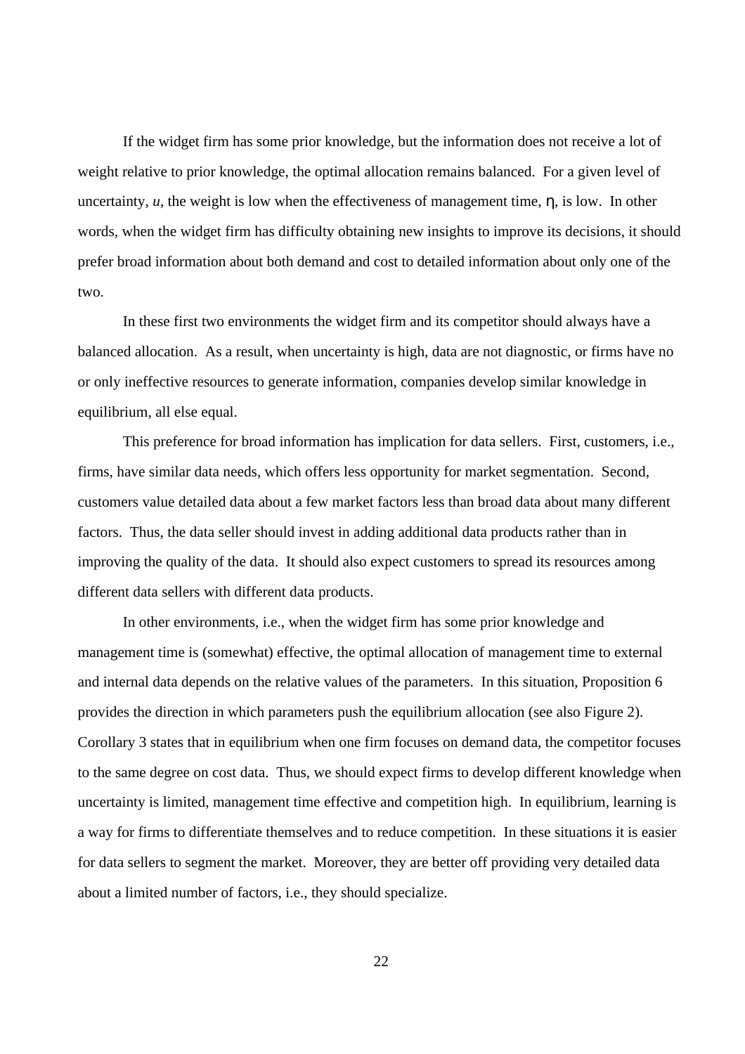If the widget firm has some prior knowledge, but the information does not receive a lot of weight relative to prior knowledge, the optimal allocation remains balanced. For a given level of uncertainty, $u$, the weight is low when the effectiveness of management time, $\eta$, is low. In other words, when the widget firm has difficulty obtaining new insights to improve its decisions, it should prefer broad information about both demand and cost to detailed information about only one of the two.

In these first two environments the widget firm and its competitor should always have a balanced allocation. As a result, when uncertainty is high, data are not diagnostic, or firms have no or only ineffective resources to generate information, companies develop similar knowledge in equilibrium, all else equal.

This preference for broad information has implication for data sellers. First, customers, i.e., firms, have similar data needs, which offers less opportunity for market segmentation. Second, customers value detailed data about a few market factors less than broad data about many different factors. Thus, the data seller should invest in adding additional data products rather than in improving the quality of the data. It should also expect customers to spread its resources among different data sellers with different data products.

In other environments, i.e., when the widget firm has some prior knowledge and management time is (somewhat) effective, the optimal allocation of management time to external and internal data depends on the relative values of the parameters. In this situation, Proposition 6 provides the direction in which parameters push the equilibrium allocation (see also Figure 2). Corollary 3 states that in equilibrium when one firm focuses on demand data, the competitor focuses to the same degree on cost data. Thus, we should expect firms to develop different knowledge when uncertainty is limited, management time effective and competition high. In equilibrium, learning is a way for firms to differentiate themselves and to reduce competition. In these situations it is easier for data sellers to segment the market. Moreover, they are better off providing very detailed data about a limited number of factors, i.e., they should specialize.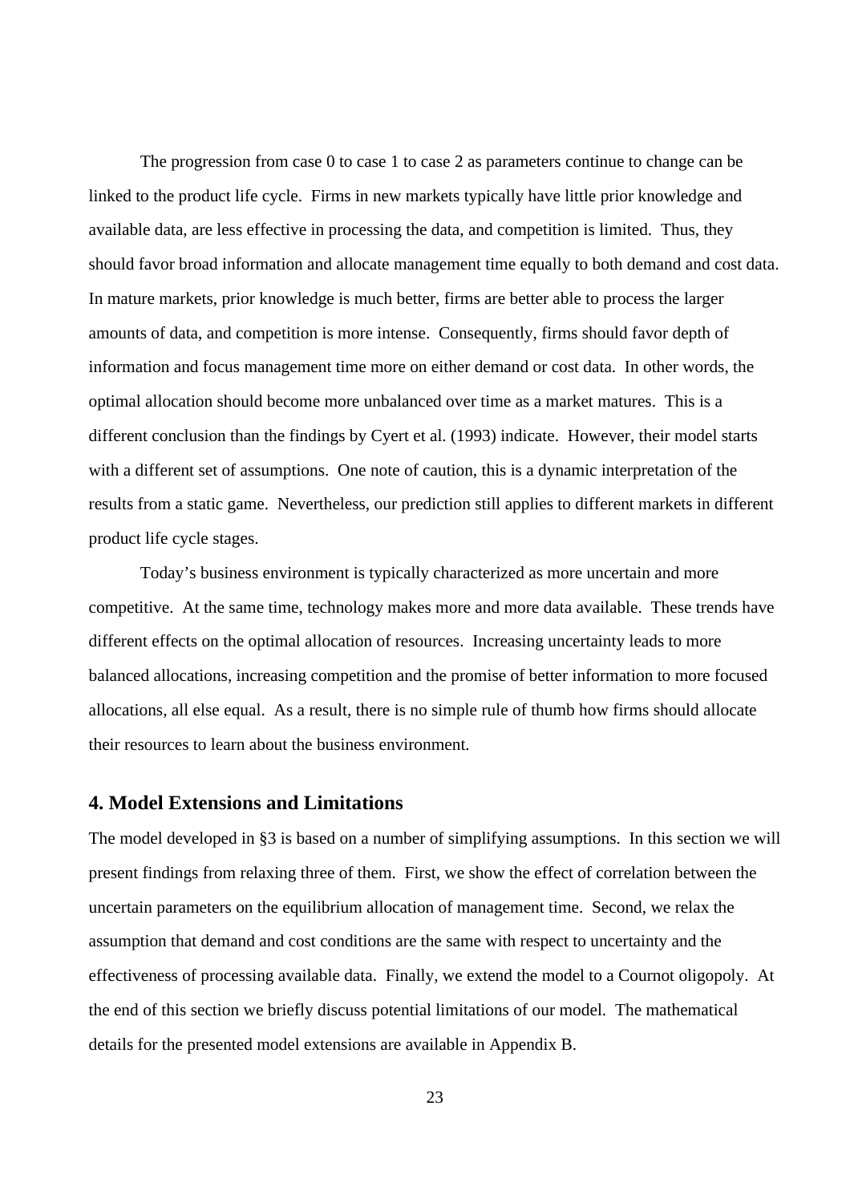The progression from case 0 to case 1 to case 2 as parameters continue to change can be linked to the product life cycle. Firms in new markets typically have little prior knowledge and available data, are less effective in processing the data, and competition is limited. Thus, they should favor broad information and allocate management time equally to both demand and cost data. In mature markets, prior knowledge is much better, firms are better able to process the larger amounts of data, and competition is more intense. Consequently, firms should favor depth of information and focus management time more on either demand or cost data. In other words, the optimal allocation should become more unbalanced over time as a market matures. This is a different conclusion than the findings by Cyert et al. (1993) indicate. However, their model starts with a different set of assumptions. One note of caution, this is a dynamic interpretation of the results from a static game. Nevertheless, our prediction still applies to different markets in different product life cycle stages.

Today's business environment is typically characterized as more uncertain and more competitive. At the same time, technology makes more and more data available. These trends have different effects on the optimal allocation of resources. Increasing uncertainty leads to more balanced allocations, increasing competition and the promise of better information to more focused allocations, all else equal. As a result, there is no simple rule of thumb how firms should allocate their resources to learn about the business environment.

## 4. Model Extensions and Limitations

The model developed in §3 is based on a number of simplifying assumptions. In this section we will present findings from relaxing three of them. First, we show the effect of correlation between the uncertain parameters on the equilibrium allocation of management time. Second, we relax the assumption that demand and cost conditions are the same with respect to uncertainty and the effectiveness of processing available data. Finally, we extend the model to a Cournot oligopoly. At the end of this section we briefly discuss potential limitations of our model. The mathematical details for the presented model extensions are available in Appendix B.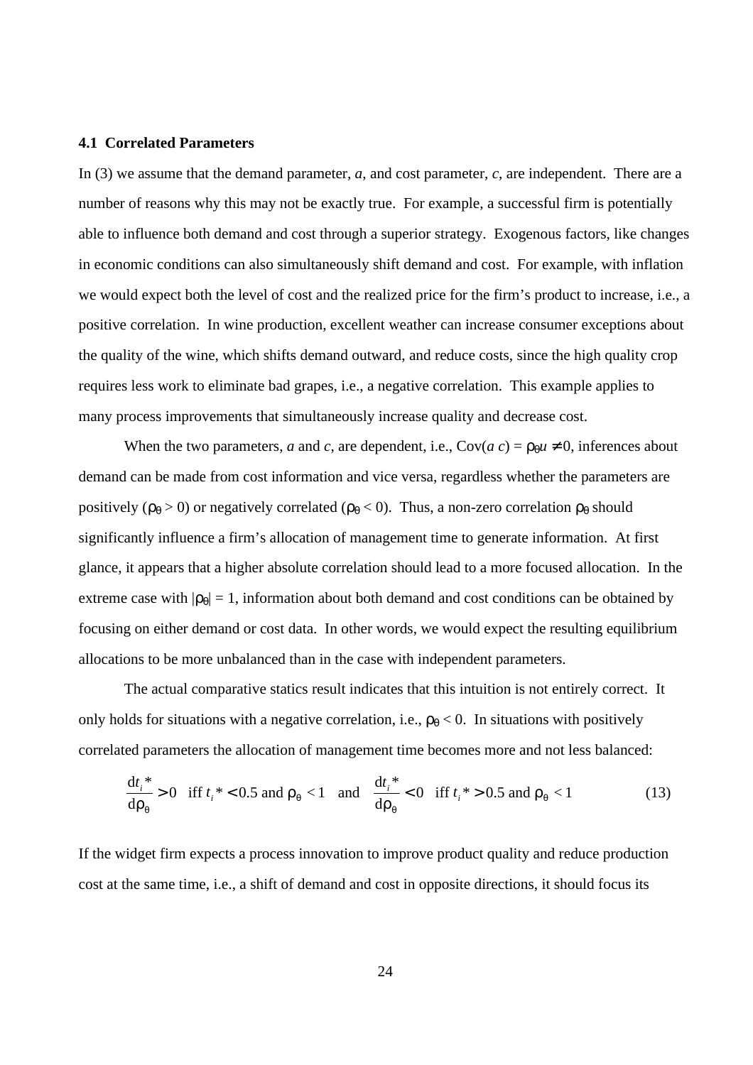### 4.1 Correlated Parameters

In (3) we assume that the demand parameter, $a$, and cost parameter, $c$, are independent. There are a number of reasons why this may not be exactly true. For example, a successful firm is potentially able to influence both demand and cost through a superior strategy. Exogenous factors, like changes in economic conditions can also simultaneously shift demand and cost. For example, with inflation we would expect both the level of cost and the realized price for the firm's product to increase, i.e., a positive correlation. In wine production, excellent weather can increase consumer exceptions about the quality of the wine, which shifts demand outward, and reduce costs, since the high quality crop requires less work to eliminate bad grapes, i.e., a negative correlation. This example applies to many process improvements that simultaneously increase quality and decrease cost.

When the two parameters, $a$ and $c$, are dependent, i.e., $\text{Cov}(a\ c) = \rho_\theta u \neq 0$, inferences about demand can be made from cost information and vice versa, regardless whether the parameters are positively ($\rho_\theta > 0$) or negatively correlated ($\rho_\theta < 0$). Thus, a non-zero correlation $\rho_\theta$ should significantly influence a firm's allocation of management time to generate information. At first glance, it appears that a higher absolute correlation should lead to a more focused allocation. In the extreme case with $|\rho_\theta| = 1$, information about both demand and cost conditions can be obtained by focusing on either demand or cost data. In other words, we would expect the resulting equilibrium allocations to be more unbalanced than in the case with independent parameters.

The actual comparative statics result indicates that this intuition is not entirely correct. It only holds for situations with a negative correlation, i.e., $\rho_\theta < 0$. In situations with positively correlated parameters the allocation of management time becomes more and not less balanced:

$$\frac{\mathrm{d}t_i^*}{\mathrm{d}\rho_\theta} > 0 \quad \text{iff } t_i^* < 0.5 \text{ and } \rho_\theta < 1 \quad \text{and} \quad \frac{\mathrm{d}t_i^*}{\mathrm{d}\rho_\theta} < 0 \quad \text{iff } t_i^* > 0.5 \text{ and } \rho_\theta < 1 \tag{13}$$

If the widget firm expects a process innovation to improve product quality and reduce production cost at the same time, i.e., a shift of demand and cost in opposite directions, it should focus its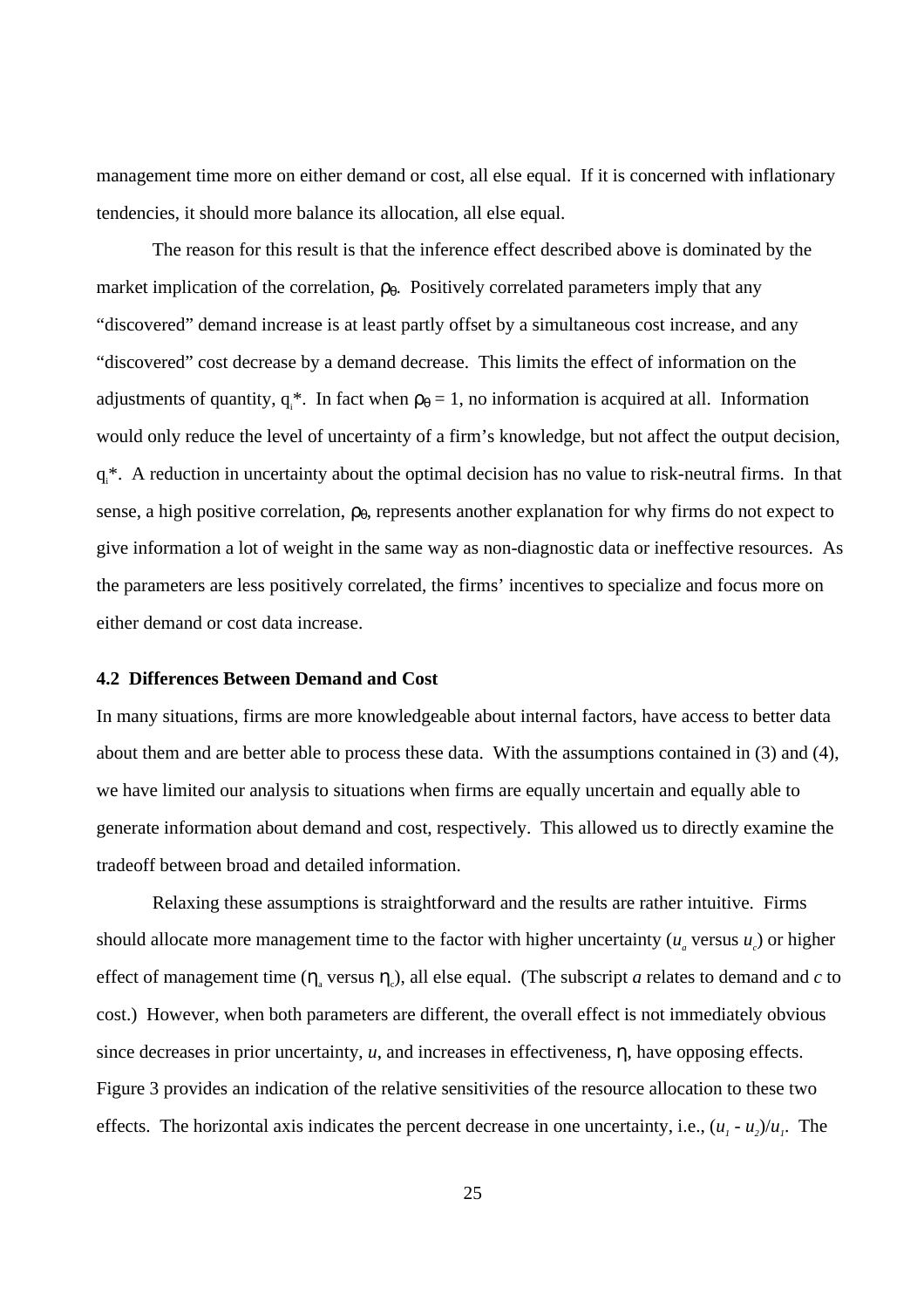management time more on either demand or cost, all else equal. If it is concerned with inflationary tendencies, it should more balance its allocation, all else equal.

The reason for this result is that the inference effect described above is dominated by the market implication of the correlation, $\rho_\theta$. Positively correlated parameters imply that any "discovered" demand increase is at least partly offset by a simultaneous cost increase, and any "discovered" cost decrease by a demand decrease. This limits the effect of information on the adjustments of quantity, $q_i$*. In fact when $\rho_\theta = 1$, no information is acquired at all. Information would only reduce the level of uncertainty of a firm's knowledge, but not affect the output decision, $q_i$*. A reduction in uncertainty about the optimal decision has no value to risk-neutral firms. In that sense, a high positive correlation, $\rho_\theta$, represents another explanation for why firms do not expect to give information a lot of weight in the same way as non-diagnostic data or ineffective resources. As the parameters are less positively correlated, the firms' incentives to specialize and focus more on either demand or cost data increase.

**4.2 Differences Between Demand and Cost**

In many situations, firms are more knowledgeable about internal factors, have access to better data about them and are better able to process these data. With the assumptions contained in (3) and (4), we have limited our analysis to situations when firms are equally uncertain and equally able to generate information about demand and cost, respectively. This allowed us to directly examine the tradeoff between broad and detailed information.

Relaxing these assumptions is straightforward and the results are rather intuitive. Firms should allocate more management time to the factor with higher uncertainty ($u_a$ versus $u_c$) or higher effect of management time ($\eta_a$ versus $\eta_c$), all else equal. (The subscript *a* relates to demand and *c* to cost.) However, when both parameters are different, the overall effect is not immediately obvious since decreases in prior uncertainty, $u$, and increases in effectiveness, $\eta$, have opposing effects. Figure 3 provides an indication of the relative sensitivities of the resource allocation to these two effects. The horizontal axis indicates the percent decrease in one uncertainty, i.e., $(u_1 - u_2)/u_1$. The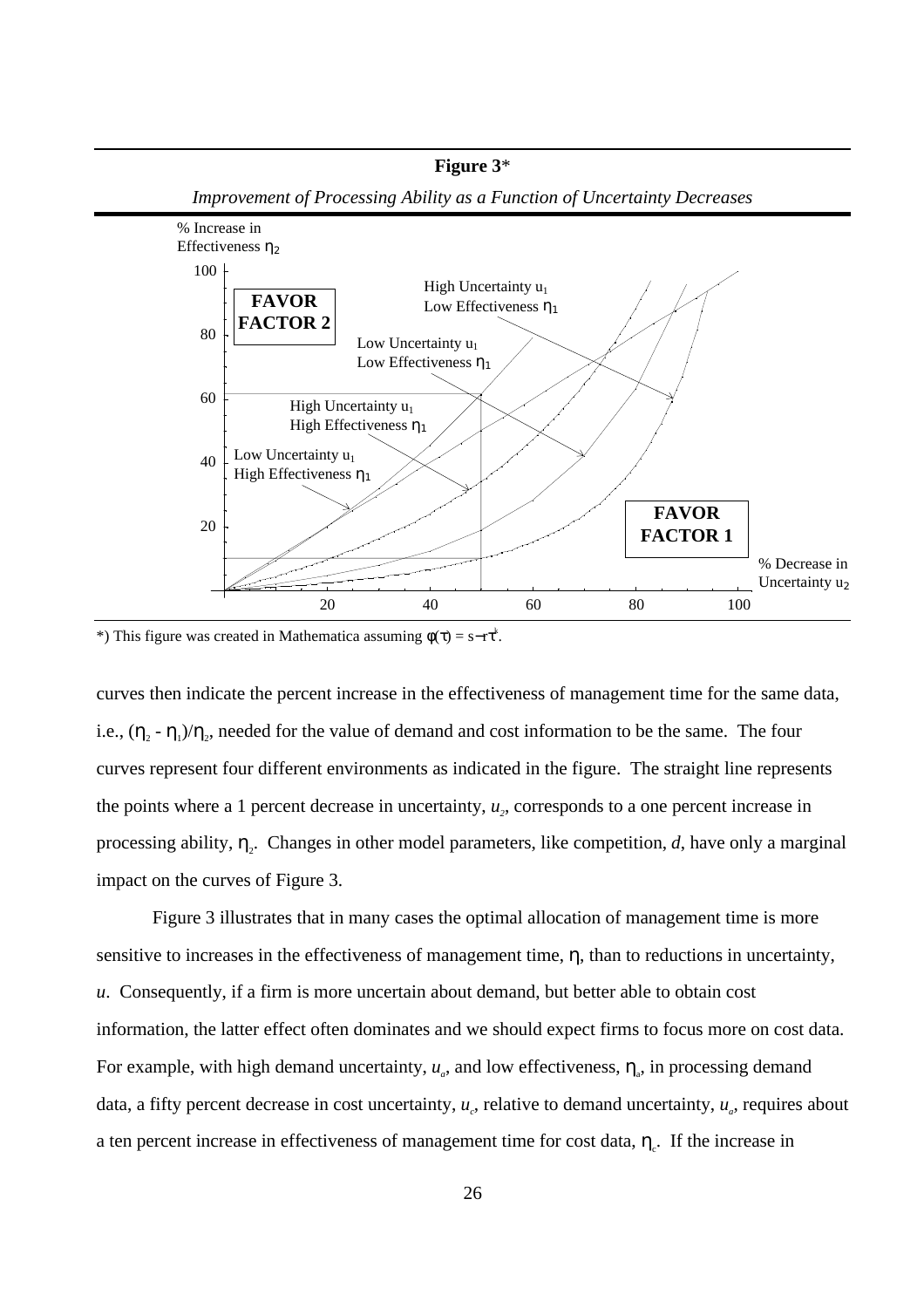**Figure 3***

*Improvement of Processing Ability as a Function of Uncertainty Decreases*

*) This figure was created in Mathematica assuming $\phi(\tau) = s - r\tau^k$.

curves then indicate the percent increase in the effectiveness of management time for the same data, i.e., $(\eta_2 - \eta_1)/\eta_2$, needed for the value of demand and cost information to be the same. The four curves represent four different environments as indicated in the figure. The straight line represents the points where a 1 percent decrease in uncertainty, $u_2$, corresponds to a one percent increase in processing ability, $\eta_2$. Changes in other model parameters, like competition, $d$, have only a marginal impact on the curves of Figure 3.

Figure 3 illustrates that in many cases the optimal allocation of management time is more sensitive to increases in the effectiveness of management time, $\eta$, than to reductions in uncertainty, $u$. Consequently, if a firm is more uncertain about demand, but better able to obtain cost information, the latter effect often dominates and we should expect firms to focus more on cost data. For example, with high demand uncertainty, $u_a$, and low effectiveness, $\eta_a$, in processing demand data, a fifty percent decrease in cost uncertainty, $u_c$, relative to demand uncertainty, $u_a$, requires about a ten percent increase in effectiveness of management time for cost data, $\eta_c$. If the increase in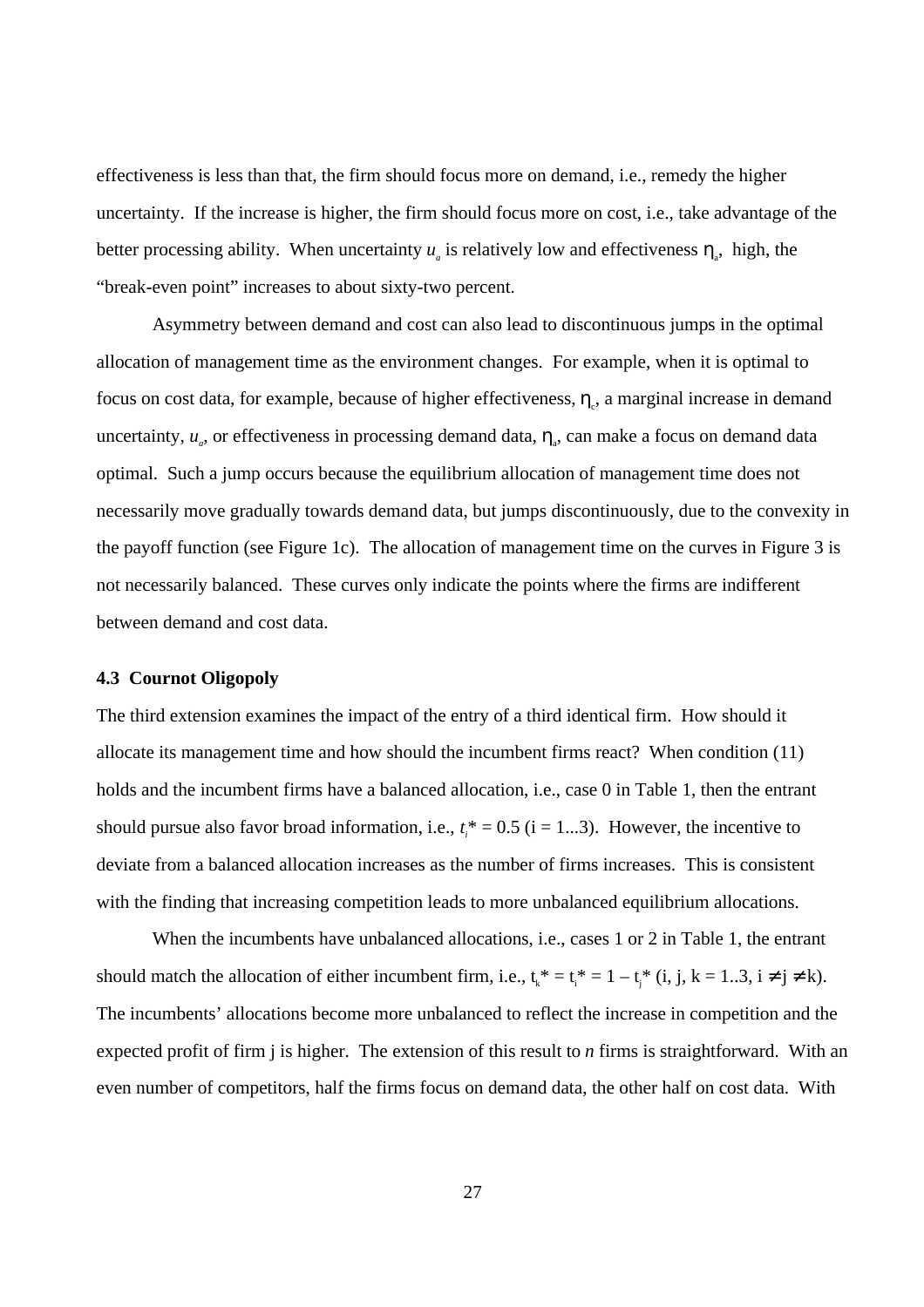effectiveness is less than that, the firm should focus more on demand, i.e., remedy the higher uncertainty. If the increase is higher, the firm should focus more on cost, i.e., take advantage of the better processing ability. When uncertainty $u_a$ is relatively low and effectiveness $\eta_a$, high, the "break-even point" increases to about sixty-two percent.

Asymmetry between demand and cost can also lead to discontinuous jumps in the optimal allocation of management time as the environment changes. For example, when it is optimal to focus on cost data, for example, because of higher effectiveness, $\eta_c$, a marginal increase in demand uncertainty, $u_a$, or effectiveness in processing demand data, $\eta_a$, can make a focus on demand data optimal. Such a jump occurs because the equilibrium allocation of management time does not necessarily move gradually towards demand data, but jumps discontinuously, due to the convexity in the payoff function (see Figure 1c). The allocation of management time on the curves in Figure 3 is not necessarily balanced. These curves only indicate the points where the firms are indifferent between demand and cost data.

### 4.3 Cournot Oligopoly

The third extension examines the impact of the entry of a third identical firm. How should it allocate its management time and how should the incumbent firms react? When condition (11) holds and the incumbent firms have a balanced allocation, i.e., case 0 in Table 1, then the entrant should pursue also favor broad information, i.e., $t_i^* = 0.5$ (i = 1...3). However, the incentive to deviate from a balanced allocation increases as the number of firms increases. This is consistent with the finding that increasing competition leads to more unbalanced equilibrium allocations.

When the incumbents have unbalanced allocations, i.e., cases 1 or 2 in Table 1, the entrant should match the allocation of either incumbent firm, i.e., $t_k^* = t_i^* = 1 - t_j^*$ ($i, j, k = 1..3$, $i \neq j \neq k$). The incumbents' allocations become more unbalanced to reflect the increase in competition and the expected profit of firm j is higher. The extension of this result to *n* firms is straightforward. With an even number of competitors, half the firms focus on demand data, the other half on cost data. With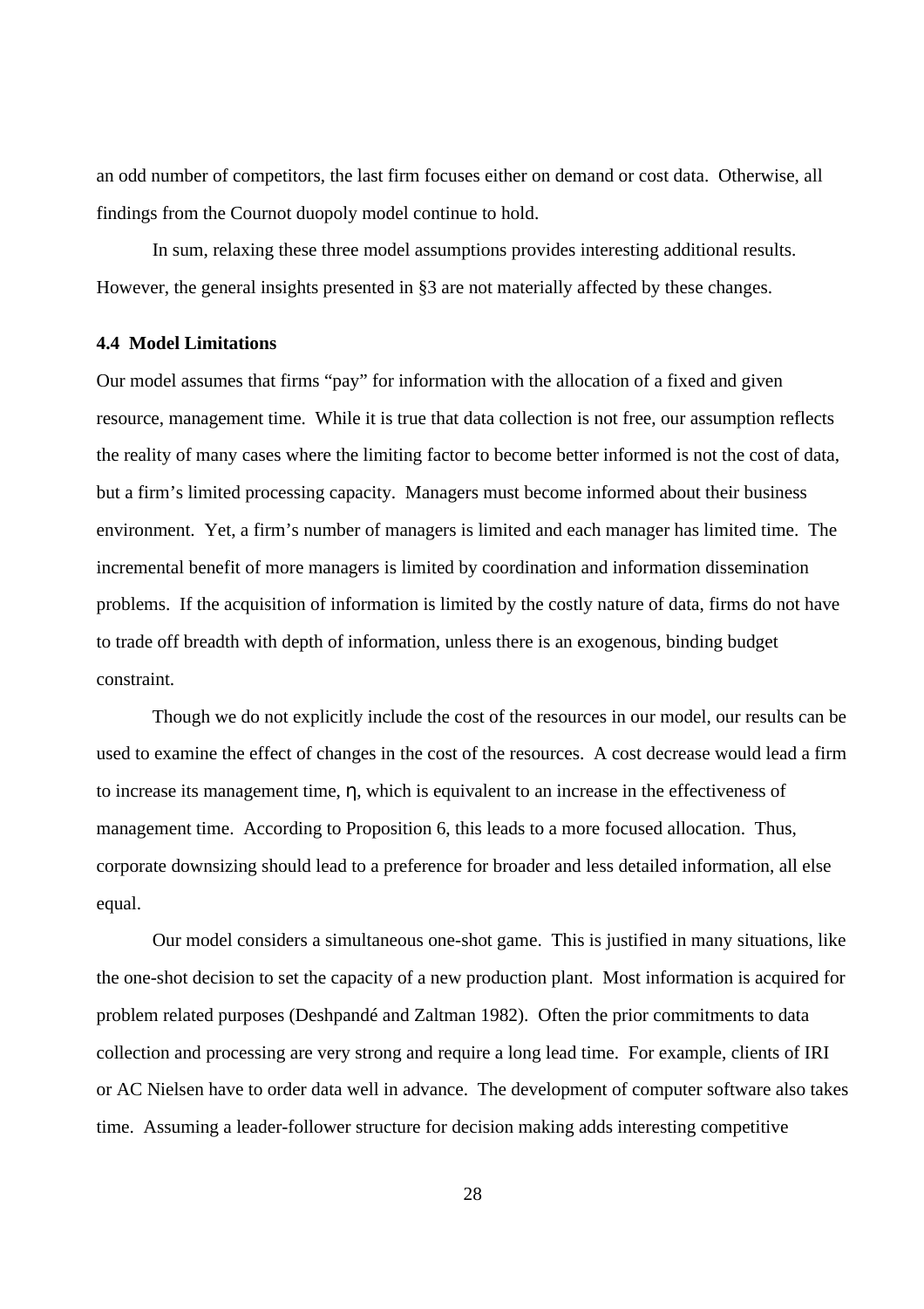an odd number of competitors, the last firm focuses either on demand or cost data. Otherwise, all findings from the Cournot duopoly model continue to hold.

In sum, relaxing these three model assumptions provides interesting additional results. However, the general insights presented in §3 are not materially affected by these changes.

### 4.4 Model Limitations

Our model assumes that firms "pay" for information with the allocation of a fixed and given resource, management time. While it is true that data collection is not free, our assumption reflects the reality of many cases where the limiting factor to become better informed is not the cost of data, but a firm's limited processing capacity. Managers must become informed about their business environment. Yet, a firm's number of managers is limited and each manager has limited time. The incremental benefit of more managers is limited by coordination and information dissemination problems. If the acquisition of information is limited by the costly nature of data, firms do not have to trade off breadth with depth of information, unless there is an exogenous, binding budget constraint.

Though we do not explicitly include the cost of the resources in our model, our results can be used to examine the effect of changes in the cost of the resources. A cost decrease would lead a firm to increase its management time, $\eta$, which is equivalent to an increase in the effectiveness of management time. According to Proposition 6, this leads to a more focused allocation. Thus, corporate downsizing should lead to a preference for broader and less detailed information, all else equal.

Our model considers a simultaneous one-shot game. This is justified in many situations, like the one-shot decision to set the capacity of a new production plant. Most information is acquired for problem related purposes (Deshpandé and Zaltman 1982). Often the prior commitments to data collection and processing are very strong and require a long lead time. For example, clients of IRI or AC Nielsen have to order data well in advance. The development of computer software also takes time. Assuming a leader-follower structure for decision making adds interesting competitive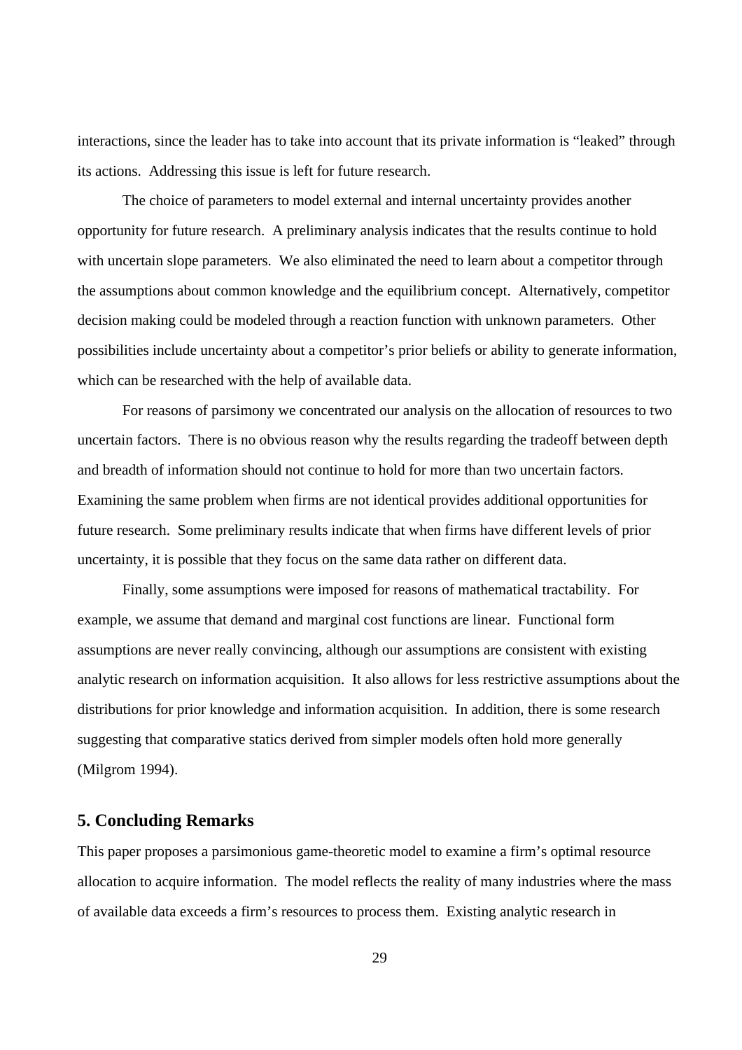interactions, since the leader has to take into account that its private information is "leaked" through its actions. Addressing this issue is left for future research.

The choice of parameters to model external and internal uncertainty provides another opportunity for future research. A preliminary analysis indicates that the results continue to hold with uncertain slope parameters. We also eliminated the need to learn about a competitor through the assumptions about common knowledge and the equilibrium concept. Alternatively, competitor decision making could be modeled through a reaction function with unknown parameters. Other possibilities include uncertainty about a competitor's prior beliefs or ability to generate information, which can be researched with the help of available data.

For reasons of parsimony we concentrated our analysis on the allocation of resources to two uncertain factors. There is no obvious reason why the results regarding the tradeoff between depth and breadth of information should not continue to hold for more than two uncertain factors. Examining the same problem when firms are not identical provides additional opportunities for future research. Some preliminary results indicate that when firms have different levels of prior uncertainty, it is possible that they focus on the same data rather on different data.

Finally, some assumptions were imposed for reasons of mathematical tractability. For example, we assume that demand and marginal cost functions are linear. Functional form assumptions are never really convincing, although our assumptions are consistent with existing analytic research on information acquisition. It also allows for less restrictive assumptions about the distributions for prior knowledge and information acquisition. In addition, there is some research suggesting that comparative statics derived from simpler models often hold more generally (Milgrom 1994).

## 5. Concluding Remarks

This paper proposes a parsimonious game-theoretic model to examine a firm's optimal resource allocation to acquire information. The model reflects the reality of many industries where the mass of available data exceeds a firm's resources to process them. Existing analytic research in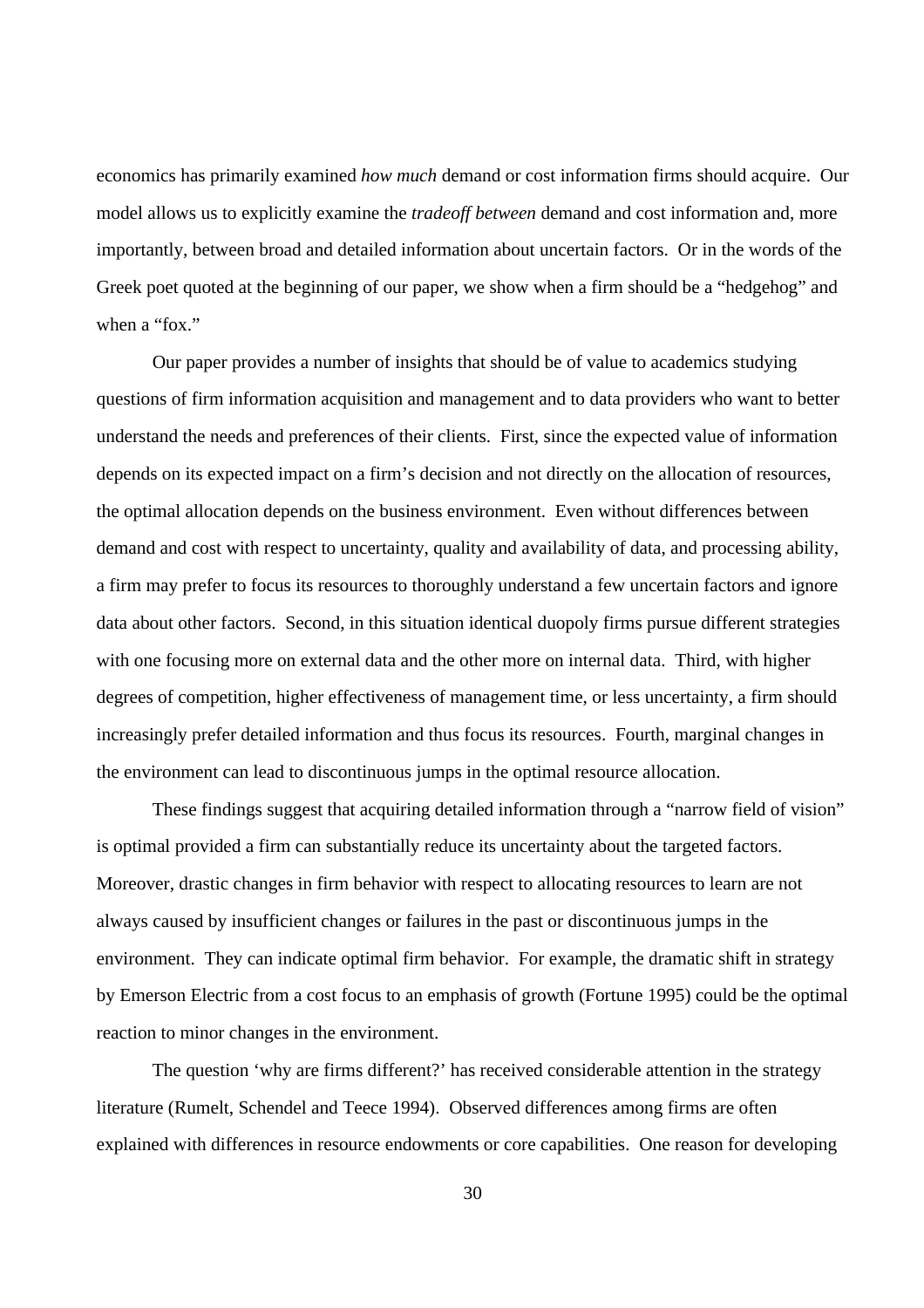economics has primarily examined *how much* demand or cost information firms should acquire. Our model allows us to explicitly examine the *tradeoff between* demand and cost information and, more importantly, between broad and detailed information about uncertain factors. Or in the words of the Greek poet quoted at the beginning of our paper, we show when a firm should be a "hedgehog" and when a "fox."

Our paper provides a number of insights that should be of value to academics studying questions of firm information acquisition and management and to data providers who want to better understand the needs and preferences of their clients. First, since the expected value of information depends on its expected impact on a firm's decision and not directly on the allocation of resources, the optimal allocation depends on the business environment. Even without differences between demand and cost with respect to uncertainty, quality and availability of data, and processing ability, a firm may prefer to focus its resources to thoroughly understand a few uncertain factors and ignore data about other factors. Second, in this situation identical duopoly firms pursue different strategies with one focusing more on external data and the other more on internal data. Third, with higher degrees of competition, higher effectiveness of management time, or less uncertainty, a firm should increasingly prefer detailed information and thus focus its resources. Fourth, marginal changes in the environment can lead to discontinuous jumps in the optimal resource allocation.

These findings suggest that acquiring detailed information through a "narrow field of vision" is optimal provided a firm can substantially reduce its uncertainty about the targeted factors. Moreover, drastic changes in firm behavior with respect to allocating resources to learn are not always caused by insufficient changes or failures in the past or discontinuous jumps in the environment. They can indicate optimal firm behavior. For example, the dramatic shift in strategy by Emerson Electric from a cost focus to an emphasis of growth (Fortune 1995) could be the optimal reaction to minor changes in the environment.

The question 'why are firms different?' has received considerable attention in the strategy literature (Rumelt, Schendel and Teece 1994). Observed differences among firms are often explained with differences in resource endowments or core capabilities. One reason for developing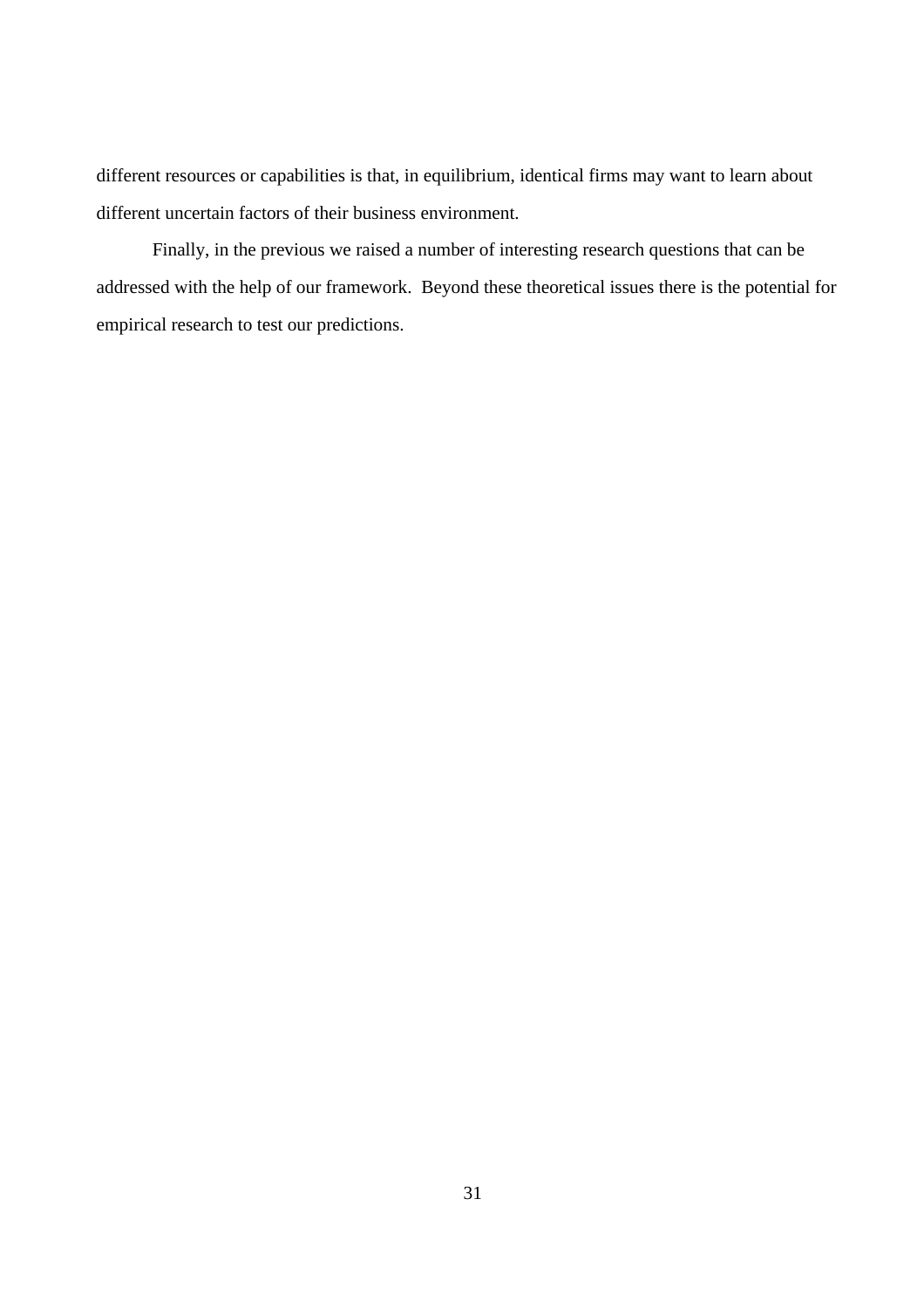different resources or capabilities is that, in equilibrium, identical firms may want to learn about different uncertain factors of their business environment.

Finally, in the previous we raised a number of interesting research questions that can be addressed with the help of our framework. Beyond these theoretical issues there is the potential for empirical research to test our predictions.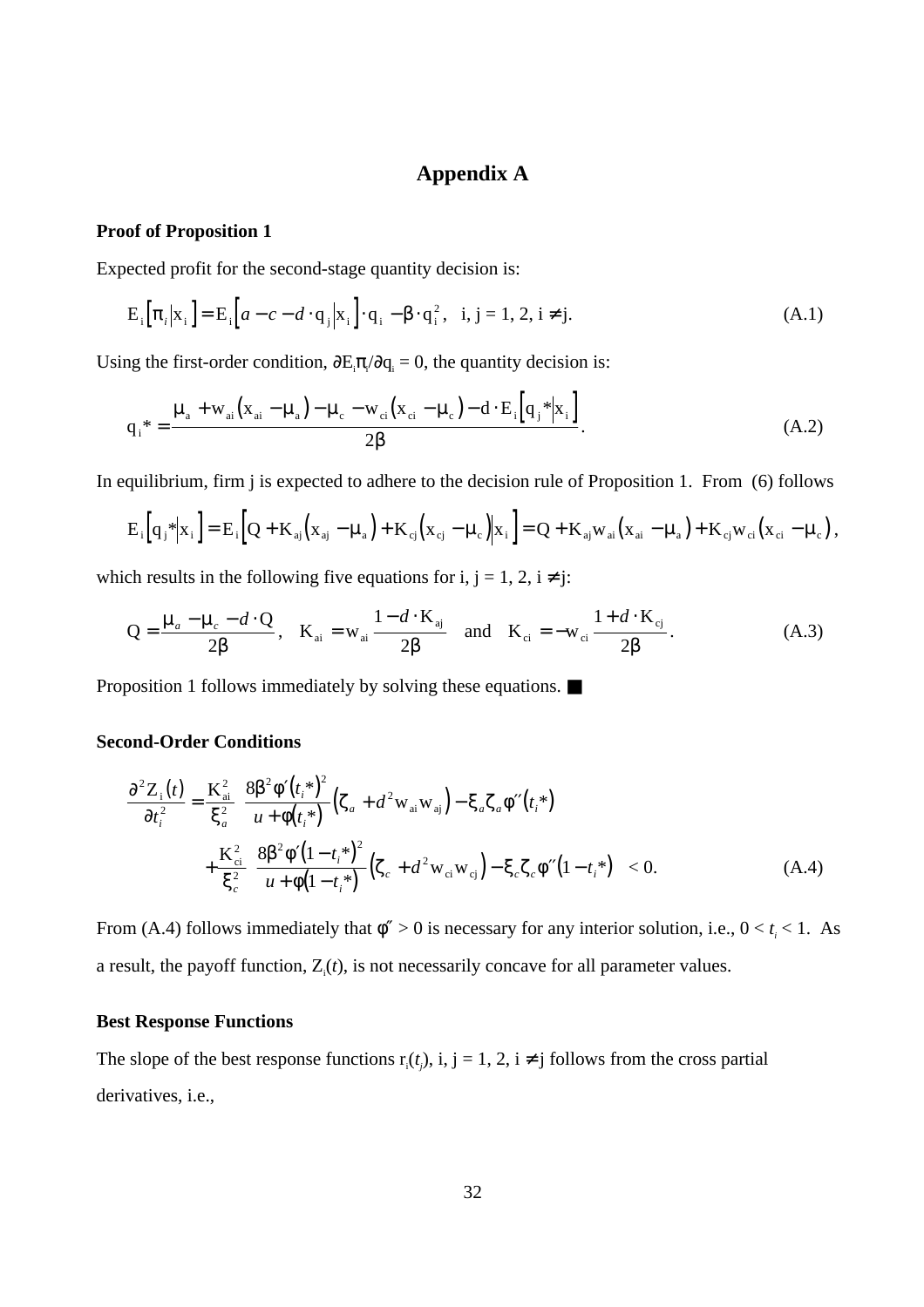# Appendix A

**Proof of Proposition 1**

Expected profit for the second-stage quantity decision is:

$$\mathrm{E}_i\left[\pi_i \middle| \mathrm{x}_i\right] = \mathrm{E}_i\left[a - c - d \cdot \mathrm{q}_j \middle| \mathrm{x}_i\right] \cdot \mathrm{q}_i - \beta \cdot \mathrm{q}_i^2, \quad \text{i, j = 1, 2, i} \neq \text{j.} \tag{A.1}$$

Using the first-order condition, $\partial \mathrm{E}_i \pi_i / \partial \mathrm{q}_i = 0$, the quantity decision is:

$$\mathrm{q}_i^* = \frac{\mu_a + \mathrm{w}_{ai}\left(\mathrm{x}_{ai} - \mu_a\right) - \mu_c - \mathrm{w}_{ci}\left(\mathrm{x}_{ci} - \mu_c\right) - \mathrm{d} \cdot \mathrm{E}_i\left[\mathrm{q}_j^* \middle| \mathrm{x}_i\right]}{2\beta}. \tag{A.2}$$

In equilibrium, firm j is expected to adhere to the decision rule of Proposition 1. From (6) follows

$$\mathrm{E}_i\left[\mathrm{q}_j^* \middle| \mathrm{x}_i\right] = \mathrm{E}_i\left[\mathrm{Q} + \mathrm{K}_{aj}\left(\mathrm{x}_{aj} - \mu_a\right) + \mathrm{K}_{cj}\left(\mathrm{x}_{cj} - \mu_c\right) \middle| \mathrm{x}_i\right] = \mathrm{Q} + \mathrm{K}_{aj}\mathrm{w}_{ai}\left(\mathrm{x}_{ai} - \mu_a\right) + \mathrm{K}_{cj}\mathrm{w}_{ci}\left(\mathrm{x}_{ci} - \mu_c\right),$$

which results in the following five equations for i, j = 1, 2, i ≠ j:

$$\mathrm{Q} = \frac{\mu_a - \mu_c - d \cdot \mathrm{Q}}{2\beta}, \quad \mathrm{K}_{ai} = \mathrm{w}_{ai}\frac{1 - d \cdot \mathrm{K}_{aj}}{2\beta} \quad \text{and} \quad \mathrm{K}_{ci} = -\mathrm{w}_{ci}\frac{1 + d \cdot \mathrm{K}_{cj}}{2\beta}. \tag{A.3}$$

Proposition 1 follows immediately by solving these equations. ■

**Second-Order Conditions**

$$\begin{aligned}\frac{\partial^2 \mathrm{Z}_i(t)}{\partial t_i^2} = {} & \frac{\mathrm{K}_{ai}^2}{\xi_a^2}\left[\frac{8\beta^2 \varphi'(t_i^*)^2}{u + \varphi(t_i^*)}\left(\zeta_a + d^2 \mathrm{w}_{ai}\mathrm{w}_{aj}\right) - \xi_a \zeta_a \varphi''(t_i^*)\right] \\ & + \frac{\mathrm{K}_{ci}^2}{\xi_c^2}\left[\frac{8\beta^2 \varphi'(1 - t_i^*)^2}{u + \varphi(1 - t_i^*)}\left(\zeta_c + d^2 \mathrm{w}_{ci}\mathrm{w}_{cj}\right) - \xi_c \zeta_c \varphi''(1 - t_i^*)\right] < 0. \end{aligned} \tag{A.4}$$

From (A.4) follows immediately that $\varphi'' > 0$ is necessary for any interior solution, i.e., $0 < t_i < 1$. As a result, the payoff function, $\mathrm{Z}_i(t)$, is not necessarily concave for all parameter values.

**Best Response Functions**

The slope of the best response functions $\mathrm{r}_i(t_j)$, i, j = 1, 2, i ≠ j follows from the cross partial derivatives, i.e.,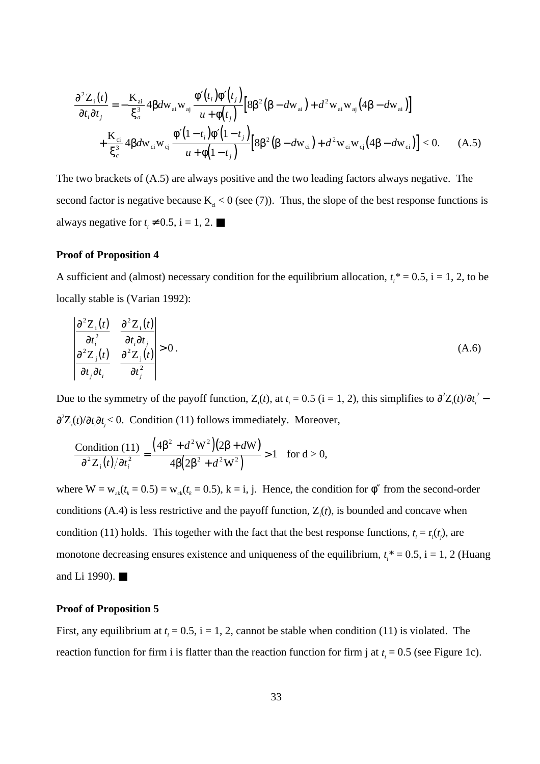$$\frac{\partial^2 Z_i(t)}{\partial t_i \partial t_j} = -\frac{K_{ai}}{\xi_a^3} 4\beta d w_{ai} w_{aj} \frac{\varphi'(t_i)\varphi'(t_j)}{u+\varphi(t_j)} \left[8\beta^2(\beta - d w_{ai}) + d^2 w_{ai} w_{aj}(4\beta - d w_{ai})\right]$$
$$+\frac{K_{ci}}{\xi_c^3} 4\beta d w_{ci} w_{cj} \frac{\varphi'(1-t_i)\varphi'(1-t_j)}{u+\varphi(1-t_j)} \left[8\beta^2(\beta - d w_{ci}) + d^2 w_{ci} w_{cj}(4\beta - d w_{ci})\right] < 0. \quad \text{(A.5)}$$

The two brackets of (A.5) are always positive and the two leading factors always negative. The second factor is negative because $K_{ci} < 0$ (see (7)). Thus, the slope of the best response functions is always negative for $t_i \neq 0.5$, i = 1, 2. ■

**Proof of Proposition 4**

A sufficient and (almost) necessary condition for the equilibrium allocation, $t_i^* = 0.5$, i = 1, 2, to be locally stable is (Varian 1992):

$$\begin{vmatrix} \dfrac{\partial^2 Z_i(t)}{\partial t_i^2} & \dfrac{\partial^2 Z_i(t)}{\partial t_i \partial t_j} \\ \dfrac{\partial^2 Z_j(t)}{\partial t_j \partial t_i} & \dfrac{\partial^2 Z_j(t)}{\partial t_j^2} \end{vmatrix} > 0 . \quad \text{(A.6)}$$

Due to the symmetry of the payoff function, $Z_i(t)$, at $t_i = 0.5$ (i = 1, 2), this simplifies to $\partial^2 Z_i(t)/\partial t_i^2 - \partial^2 Z_i(t)/\partial t_i \partial t_j < 0$. Condition (11) follows immediately. Moreover,

$$\frac{\text{Condition (11)}}{\partial^2 Z_i(t)/\partial t_i^2} = \frac{(4\beta^2 + d^2 W^2)(2\beta + dW)}{4\beta(2\beta^2 + d^2 W^2)} > 1 \quad \text{for d > 0},$$

where $W = w_{ak}(t_k = 0.5) = w_{ck}(t_k = 0.5)$, k = i, j. Hence, the condition for $\varphi''$ from the second-order conditions (A.4) is less restrictive and the payoff function, $Z_i(t)$, is bounded and concave when condition (11) holds. This together with the fact that the best response functions, $t_i = r_i(t_j)$, are monotone decreasing ensures existence and uniqueness of the equilibrium, $t_i^* = 0.5$, i = 1, 2 (Huang and Li 1990). ■

**Proof of Proposition 5**

First, any equilibrium at $t_i = 0.5$, i = 1, 2, cannot be stable when condition (11) is violated. The reaction function for firm i is flatter than the reaction function for firm j at $t_i = 0.5$ (see Figure 1c).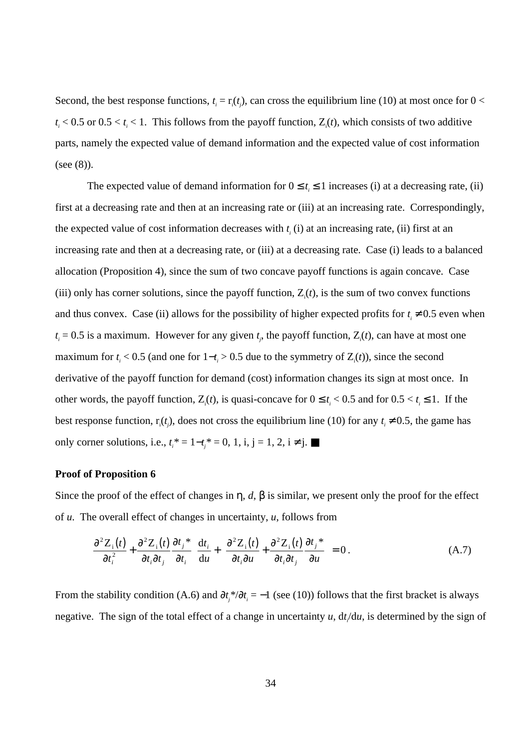Second, the best response functions, $t_i = \mathrm{r}_i(t_j)$, can cross the equilibrium line (10) at most once for $0 < t_i < 0.5$ or $0.5 < t_i < 1$. This follows from the payoff function, $\mathrm{Z}_i(t)$, which consists of two additive parts, namely the expected value of demand information and the expected value of cost information (see (8)).

The expected value of demand information for $0 \le t_i \le 1$ increases (i) at a decreasing rate, (ii) first at a decreasing rate and then at an increasing rate or (iii) at an increasing rate. Correspondingly, the expected value of cost information decreases with $t_i$ (i) at an increasing rate, (ii) first at an increasing rate and then at a decreasing rate, or (iii) at a decreasing rate. Case (i) leads to a balanced allocation (Proposition 4), since the sum of two concave payoff functions is again concave. Case (iii) only has corner solutions, since the payoff function, $\mathrm{Z}_i(t)$, is the sum of two convex functions and thus convex. Case (ii) allows for the possibility of higher expected profits for $t_i \neq 0.5$ even when $t_i = 0.5$ is a maximum. However for any given $t_j$, the payoff function, $\mathrm{Z}_i(t)$, can have at most one maximum for $t_i < 0.5$ (and one for $1-t_i > 0.5$ due to the symmetry of $\mathrm{Z}_i(t)$), since the second derivative of the payoff function for demand (cost) information changes its sign at most once. In other words, the payoff function, $\mathrm{Z}_i(t)$, is quasi-concave for $0 \le t_i < 0.5$ and for $0.5 < t_i \le 1$. If the best response function, $\mathrm{r}_i(t_j)$, does not cross the equilibrium line (10) for any $t_i \neq 0.5$, the game has only corner solutions, i.e., $t_i^* = 1-t_j^* = 0, 1$, i, j = 1, 2, i ≠ j. ■

**Proof of Proposition 6**

Since the proof of the effect of changes in η, *d*, β is similar, we present only the proof for the effect of *u*. The overall effect of changes in uncertainty, *u*, follows from

$$\left(\frac{\partial^2 \mathrm{Z}_i(t)}{\partial t_i^2} + \frac{\partial^2 \mathrm{Z}_i(t)}{\partial t_i \partial t_j}\frac{\partial t_j^*}{\partial t_i}\right)\frac{\mathrm{d}t_i}{\mathrm{d}u} + \left(\frac{\partial^2 \mathrm{Z}_i(t)}{\partial t_i \partial u} + \frac{\partial^2 \mathrm{Z}_i(t)}{\partial t_i \partial t_j}\frac{\partial t_j^*}{\partial u}\right) = 0\,. \tag{A.7}$$

From the stability condition (A.6) and $\partial t_j^*/\partial t_i = -1$ (see (10)) follows that the first bracket is always negative. The sign of the total effect of a change in uncertainty *u*, $\mathrm{d}t_i/\mathrm{d}u$, is determined by the sign of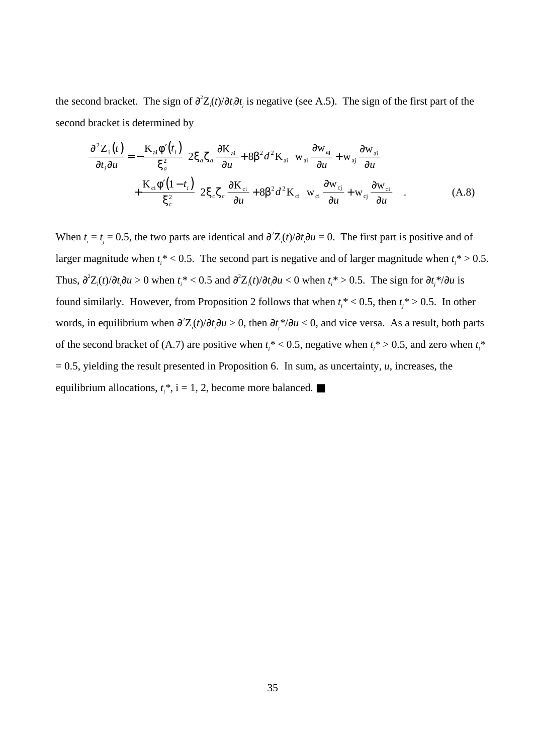the second bracket. The sign of $\partial^2 Z_i(t)/\partial t_i \partial t_j$ is negative (see A.5). The sign of the first part of the second bracket is determined by

$$\frac{\partial^2 Z_i(t)}{\partial t_i \partial u} = -\frac{K_{ai}\varphi'(t_i)}{\xi_a^2}\left[2\xi_a \zeta_a \frac{\partial K_{ai}}{\partial u} + 8\beta^2 d^2 K_{ai}\left(w_{ai}\frac{\partial w_{aj}}{\partial u} + w_{aj}\frac{\partial w_{ai}}{\partial u}\right)\right]$$
$$+\frac{K_{ci}\varphi'(1-t_i)}{\xi_c^2}\left[2\xi_c \zeta_c \frac{\partial K_{ci}}{\partial u} + 8\beta^2 d^2 K_{ci}\left(w_{ci}\frac{\partial w_{cj}}{\partial u} + w_{cj}\frac{\partial w_{ci}}{\partial u}\right)\right]. \qquad \text{(A.8)}$$

When $t_i = t_j = 0.5$, the two parts are identical and $\partial^2 Z_i(t)/\partial t_i \partial u = 0$. The first part is positive and of larger magnitude when $t_i^* < 0.5$. The second part is negative and of larger magnitude when $t_i^* > 0.5$. Thus, $\partial^2 Z_i(t)/\partial t_i \partial u > 0$ when $t_i^* < 0.5$ and $\partial^2 Z_i(t)/\partial t_i \partial u < 0$ when $t_i^* > 0.5$. The sign for $\partial t_j^*/\partial u$ is found similarly. However, from Proposition 2 follows that when $t_i^* < 0.5$, then $t_j^* > 0.5$. In other words, in equilibrium when $\partial^2 Z_i(t)/\partial t_i \partial u > 0$, then $\partial t_j^*/\partial u < 0$, and vice versa. As a result, both parts of the second bracket of (A.7) are positive when $t_i^* < 0.5$, negative when $t_i^* > 0.5$, and zero when $t_i^* = 0.5$, yielding the result presented in Proposition 6. In sum, as uncertainty, $u$, increases, the equilibrium allocations, $t_i^*$, i = 1, 2, become more balanced. ■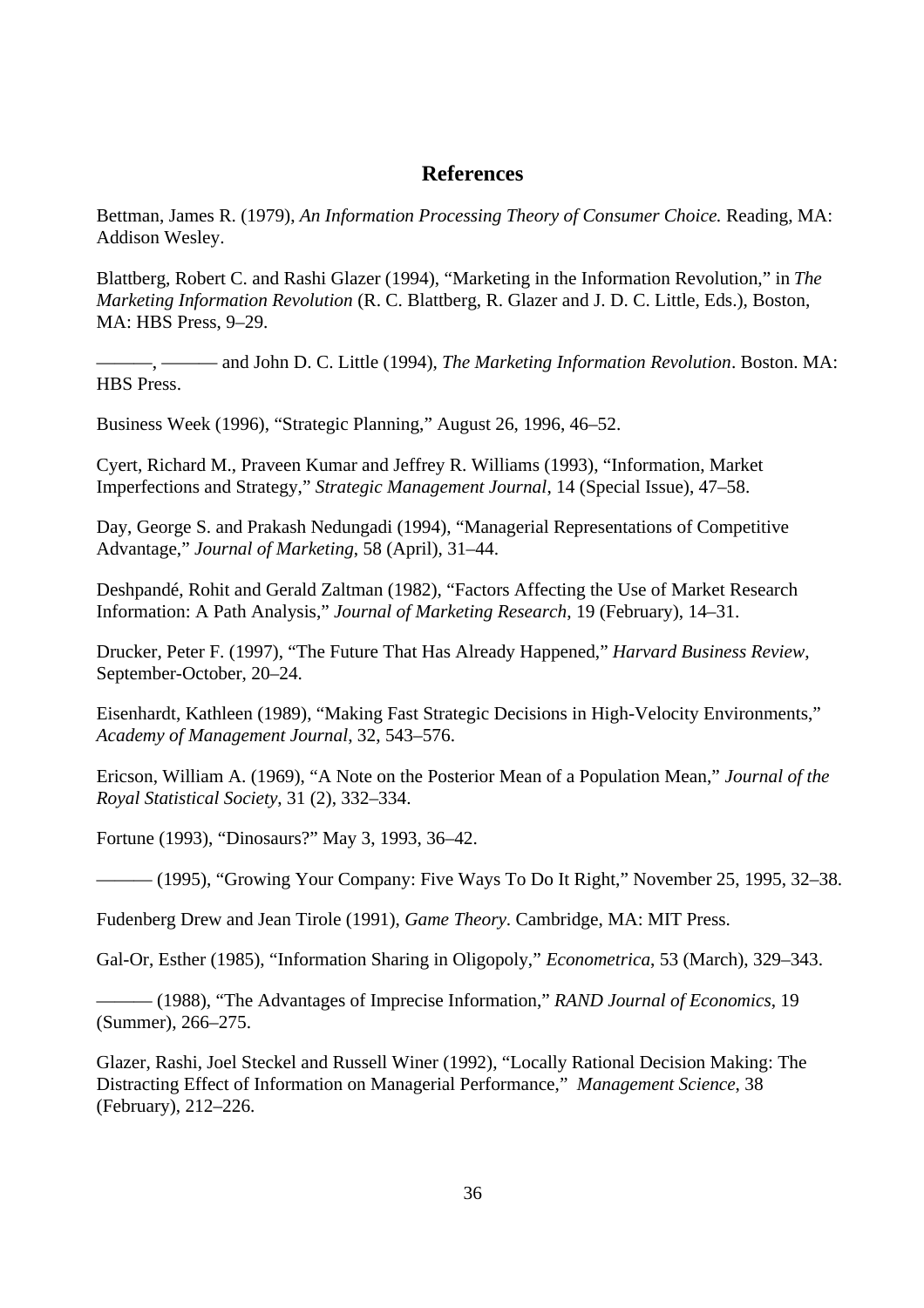## References

Bettman, James R. (1979), *An Information Processing Theory of Consumer Choice.* Reading, MA: Addison Wesley.

Blattberg, Robert C. and Rashi Glazer (1994), "Marketing in the Information Revolution," in *The Marketing Information Revolution* (R. C. Blattberg, R. Glazer and J. D. C. Little, Eds.), Boston, MA: HBS Press, 9–29.

———, ——— and John D. C. Little (1994), *The Marketing Information Revolution*. Boston. MA: HBS Press.

Business Week (1996), "Strategic Planning," August 26, 1996, 46–52.

Cyert, Richard M., Praveen Kumar and Jeffrey R. Williams (1993), "Information, Market Imperfections and Strategy," *Strategic Management Journal*, 14 (Special Issue), 47–58.

Day, George S. and Prakash Nedungadi (1994), "Managerial Representations of Competitive Advantage," *Journal of Marketing*, 58 (April), 31–44.

Deshpandé, Rohit and Gerald Zaltman (1982), "Factors Affecting the Use of Market Research Information: A Path Analysis," *Journal of Marketing Research*, 19 (February), 14–31.

Drucker, Peter F. (1997), "The Future That Has Already Happened," *Harvard Business Review*, September-October, 20–24.

Eisenhardt, Kathleen (1989), "Making Fast Strategic Decisions in High-Velocity Environments," *Academy of Management Journal*, 32, 543–576.

Ericson, William A. (1969), "A Note on the Posterior Mean of a Population Mean," *Journal of the Royal Statistical Society*, 31 (2), 332–334.

Fortune (1993), "Dinosaurs?" May 3, 1993, 36–42.

——— (1995), "Growing Your Company: Five Ways To Do It Right," November 25, 1995, 32–38.

Fudenberg Drew and Jean Tirole (1991), *Game Theory*. Cambridge, MA: MIT Press.

Gal-Or, Esther (1985), "Information Sharing in Oligopoly," *Econometrica*, 53 (March), 329–343.

——— (1988), "The Advantages of Imprecise Information," *RAND Journal of Economics*, 19 (Summer), 266–275.

Glazer, Rashi, Joel Steckel and Russell Winer (1992), "Locally Rational Decision Making: The Distracting Effect of Information on Managerial Performance," *Management Science*, 38 (February), 212–226.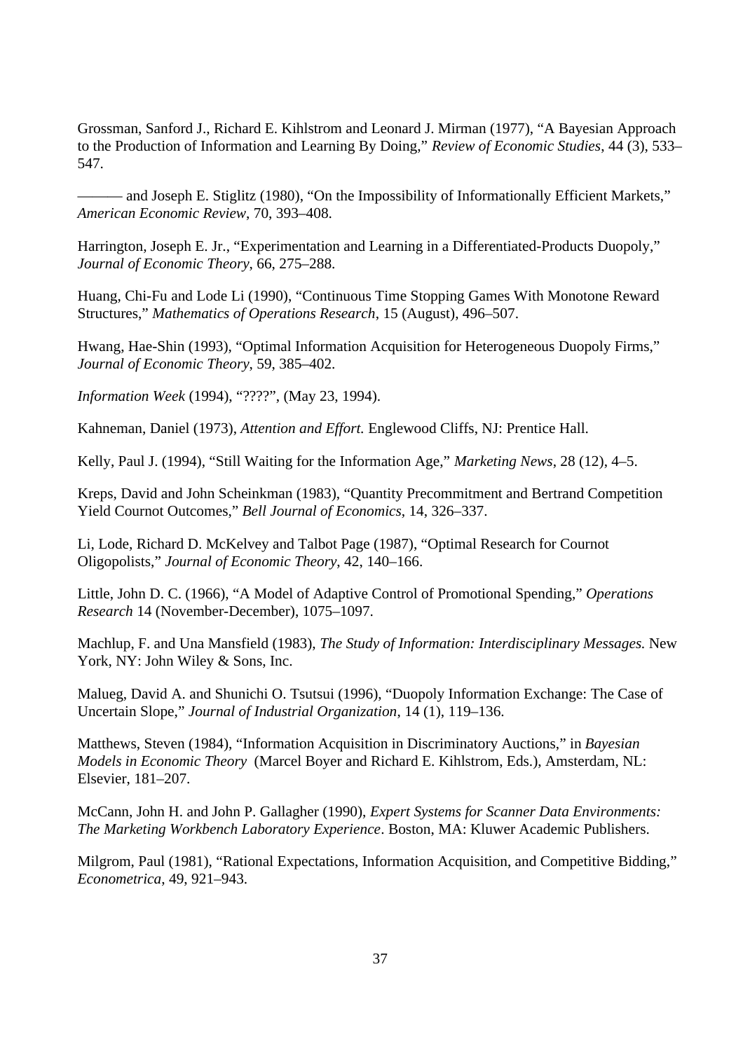Grossman, Sanford J., Richard E. Kihlstrom and Leonard J. Mirman (1977), "A Bayesian Approach to the Production of Information and Learning By Doing," *Review of Economic Studies*, 44 (3), 533–547.

——— and Joseph E. Stiglitz (1980), "On the Impossibility of Informationally Efficient Markets," *American Economic Review*, 70, 393–408.

Harrington, Joseph E. Jr., "Experimentation and Learning in a Differentiated-Products Duopoly," *Journal of Economic Theory*, 66, 275–288.

Huang, Chi-Fu and Lode Li (1990), "Continuous Time Stopping Games With Monotone Reward Structures," *Mathematics of Operations Research*, 15 (August), 496–507.

Hwang, Hae-Shin (1993), "Optimal Information Acquisition for Heterogeneous Duopoly Firms," *Journal of Economic Theory*, 59, 385–402.

*Information Week* (1994), "????", (May 23, 1994).

Kahneman, Daniel (1973), *Attention and Effort.* Englewood Cliffs, NJ: Prentice Hall.

Kelly, Paul J. (1994), "Still Waiting for the Information Age," *Marketing News*, 28 (12), 4–5.

Kreps, David and John Scheinkman (1983), "Quantity Precommitment and Bertrand Competition Yield Cournot Outcomes," *Bell Journal of Economics*, 14, 326–337.

Li, Lode, Richard D. McKelvey and Talbot Page (1987), "Optimal Research for Cournot Oligopolists," *Journal of Economic Theory*, 42, 140–166.

Little, John D. C. (1966), "A Model of Adaptive Control of Promotional Spending," *Operations Research* 14 (November-December), 1075–1097.

Machlup, F. and Una Mansfield (1983), *The Study of Information: Interdisciplinary Messages.* New York, NY: John Wiley & Sons, Inc.

Malueg, David A. and Shunichi O. Tsutsui (1996), "Duopoly Information Exchange: The Case of Uncertain Slope," *Journal of Industrial Organization*, 14 (1), 119–136.

Matthews, Steven (1984), "Information Acquisition in Discriminatory Auctions," in *Bayesian Models in Economic Theory* (Marcel Boyer and Richard E. Kihlstrom, Eds.), Amsterdam, NL: Elsevier, 181–207.

McCann, John H. and John P. Gallagher (1990), *Expert Systems for Scanner Data Environments: The Marketing Workbench Laboratory Experience*. Boston, MA: Kluwer Academic Publishers.

Milgrom, Paul (1981), "Rational Expectations, Information Acquisition, and Competitive Bidding," *Econometrica*, 49, 921–943.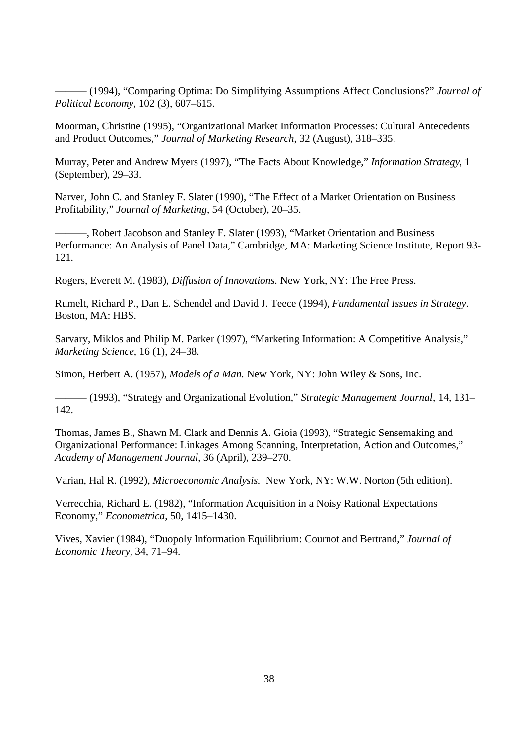——— (1994), “Comparing Optima: Do Simplifying Assumptions Affect Conclusions?” *Journal of Political Economy*, 102 (3), 607–615.

Moorman, Christine (1995), “Organizational Market Information Processes: Cultural Antecedents and Product Outcomes,” *Journal of Marketing Research*, 32 (August), 318–335.

Murray, Peter and Andrew Myers (1997), “The Facts About Knowledge,” *Information Strategy*, 1 (September), 29–33.

Narver, John C. and Stanley F. Slater (1990), “The Effect of a Market Orientation on Business Profitability,” *Journal of Marketing*, 54 (October), 20–35.

———, Robert Jacobson and Stanley F. Slater (1993), “Market Orientation and Business Performance: An Analysis of Panel Data,” Cambridge, MA: Marketing Science Institute, Report 93-121.

Rogers, Everett M. (1983), *Diffusion of Innovations.* New York, NY: The Free Press.

Rumelt, Richard P., Dan E. Schendel and David J. Teece (1994), *Fundamental Issues in Strategy*. Boston, MA: HBS.

Sarvary, Miklos and Philip M. Parker (1997), “Marketing Information: A Competitive Analysis,” *Marketing Science*, 16 (1), 24–38.

Simon, Herbert A. (1957), *Models of a Man.* New York, NY: John Wiley & Sons, Inc.

——— (1993), “Strategy and Organizational Evolution,” *Strategic Management Journal*, 14, 131–142.

Thomas, James B., Shawn M. Clark and Dennis A. Gioia (1993), “Strategic Sensemaking and Organizational Performance: Linkages Among Scanning, Interpretation, Action and Outcomes,” *Academy of Management Journal*, 36 (April), 239–270.

Varian, Hal R. (1992), *Microeconomic Analysis.* New York, NY: W.W. Norton (5th edition).

Verrecchia, Richard E. (1982), “Information Acquisition in a Noisy Rational Expectations Economy,” *Econometrica*, 50, 1415–1430.

Vives, Xavier (1984), “Duopoly Information Equilibrium: Cournot and Bertrand,” *Journal of Economic Theory*, 34, 71–94.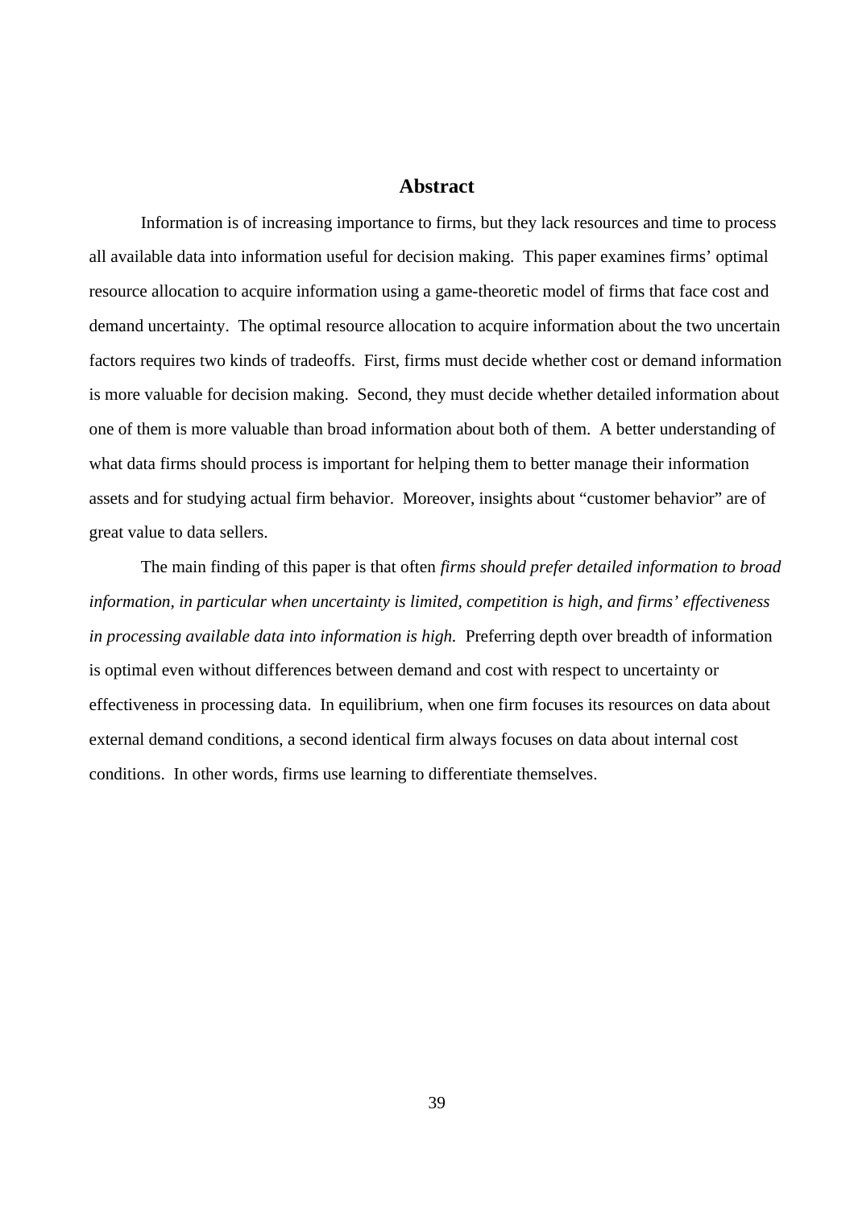## Abstract

Information is of increasing importance to firms, but they lack resources and time to process all available data into information useful for decision making. This paper examines firms' optimal resource allocation to acquire information using a game-theoretic model of firms that face cost and demand uncertainty. The optimal resource allocation to acquire information about the two uncertain factors requires two kinds of tradeoffs. First, firms must decide whether cost or demand information is more valuable for decision making. Second, they must decide whether detailed information about one of them is more valuable than broad information about both of them. A better understanding of what data firms should process is important for helping them to better manage their information assets and for studying actual firm behavior. Moreover, insights about "customer behavior" are of great value to data sellers.

The main finding of this paper is that often *firms should prefer detailed information to broad information, in particular when uncertainty is limited, competition is high, and firms' effectiveness in processing available data into information is high.* Preferring depth over breadth of information is optimal even without differences between demand and cost with respect to uncertainty or effectiveness in processing data. In equilibrium, when one firm focuses its resources on data about external demand conditions, a second identical firm always focuses on data about internal cost conditions. In other words, firms use learning to differentiate themselves.